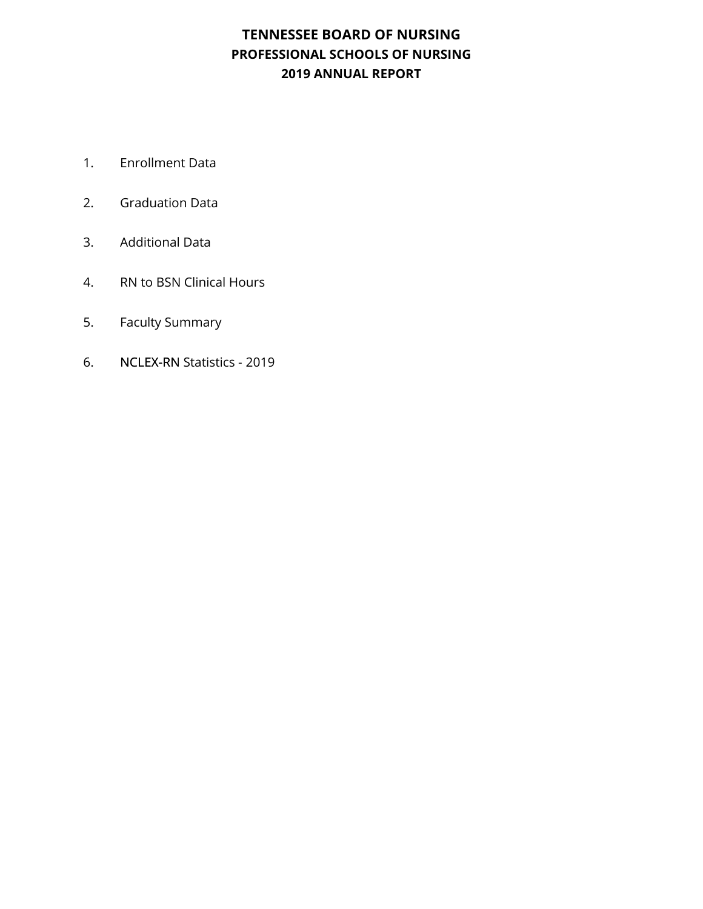# TENNESSEE BOARD OF NURSING
## PROFESSIONAL SCHOOLS OF NURSING
## 2019 ANNUAL REPORT

1. Enrollment Data
2. Graduation Data
3. Additional Data
4. RN to BSN Clinical Hours
5. Faculty Summary
6. NCLEX-RN Statistics - 2019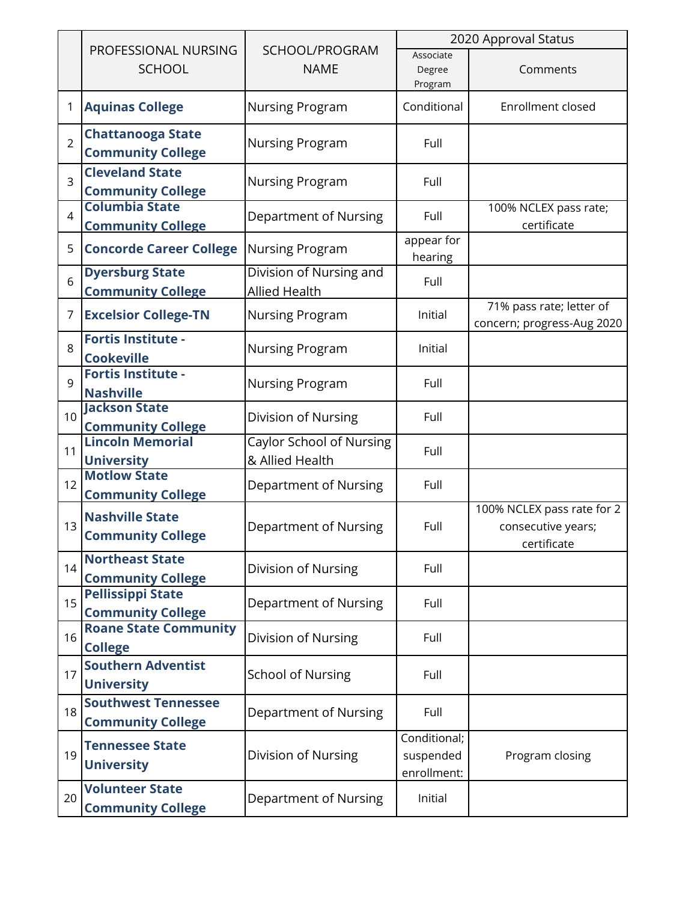| | PROFESSIONAL NURSING SCHOOL | SCHOOL/PROGRAM NAME | 2020 Approval Status | |
|---|---|---|---|---|
| | | | Associate Degree Program | Comments |
| 1 | **Aquinas College** | Nursing Program | Conditional | Enrollment closed |
| 2 | **Chattanooga State Community College** | Nursing Program | Full | |
| 3 | **Cleveland State Community College** | Nursing Program | Full | |
| 4 | **Columbia State Community College** | Department of Nursing | Full | 100% NCLEX pass rate; certificate |
| 5 | **Concorde Career College** | Nursing Program | appear for hearing | |
| 6 | **Dyersburg State Community College** | Division of Nursing and Allied Health | Full | |
| 7 | **Excelsior College-TN** | Nursing Program | Initial | 71% pass rate; letter of concern; progress-Aug 2020 |
| 8 | **Fortis Institute - Cookeville** | Nursing Program | Initial | |
| 9 | **Fortis Institute - Nashville** | Nursing Program | Full | |
| 10 | **Jackson State Community College** | Division of Nursing | Full | |
| 11 | **Lincoln Memorial University** | Caylor School of Nursing & Allied Health | Full | |
| 12 | **Motlow State Community College** | Department of Nursing | Full | |
| 13 | **Nashville State Community College** | Department of Nursing | Full | 100% NCLEX pass rate for 2 consecutive years; certificate |
| 14 | **Northeast State Community College** | Division of Nursing | Full | |
| 15 | **Pellissippi State Community College** | Department of Nursing | Full | |
| 16 | **Roane State Community College** | Division of Nursing | Full | |
| 17 | **Southern Adventist University** | School of Nursing | Full | |
| 18 | **Southwest Tennessee Community College** | Department of Nursing | Full | |
| 19 | **Tennessee State University** | Division of Nursing | Conditional; suspended enrollment: | Program closing |
| 20 | **Volunteer State Community College** | Department of Nursing | Initial | |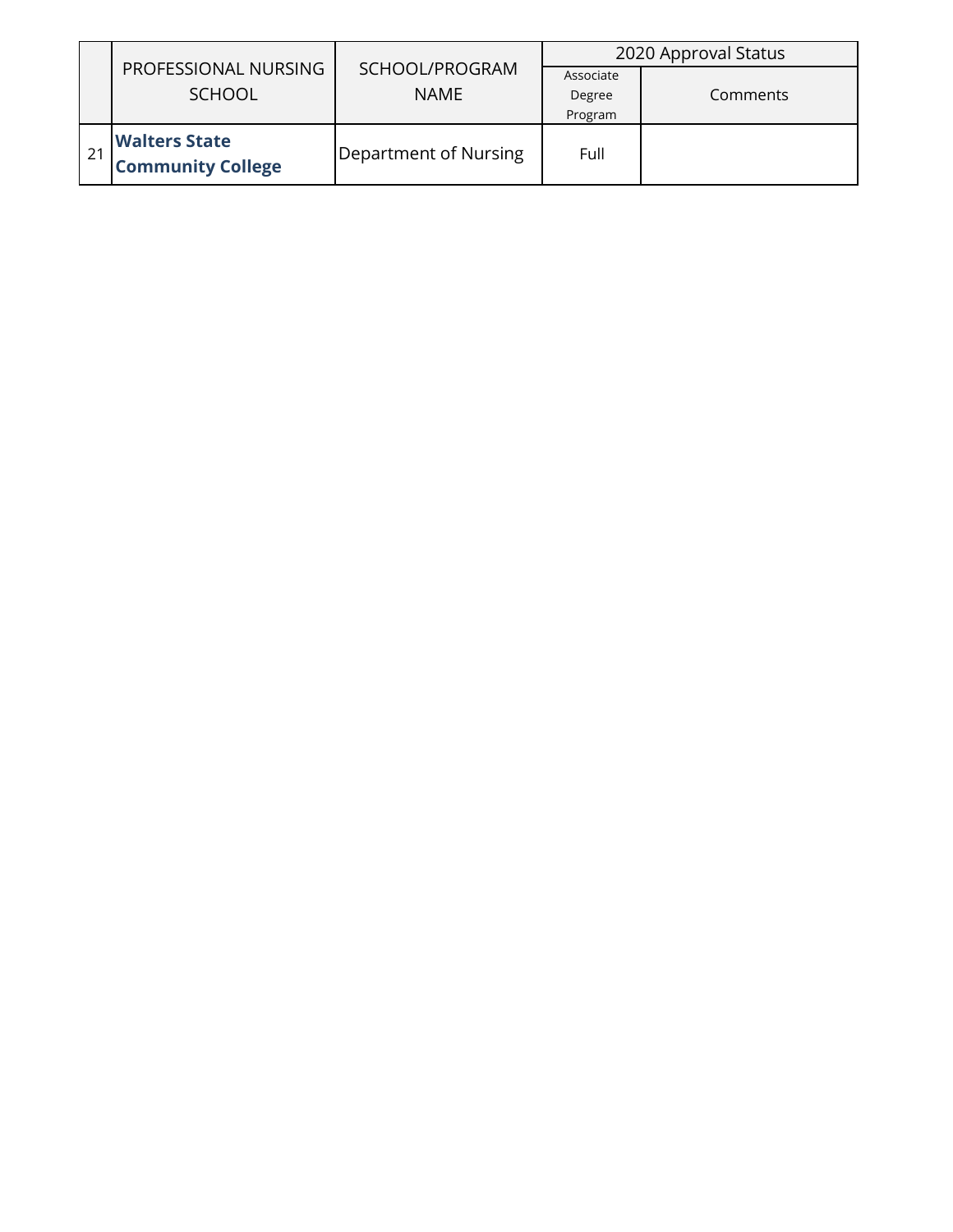| | PROFESSIONAL NURSING SCHOOL | SCHOOL/PROGRAM NAME | 2020 Approval Status | |
|---|---|---|---|---|
| | | | Associate Degree Program | Comments |
| 21 | **Walters State Community College** | Department of Nursing | Full | |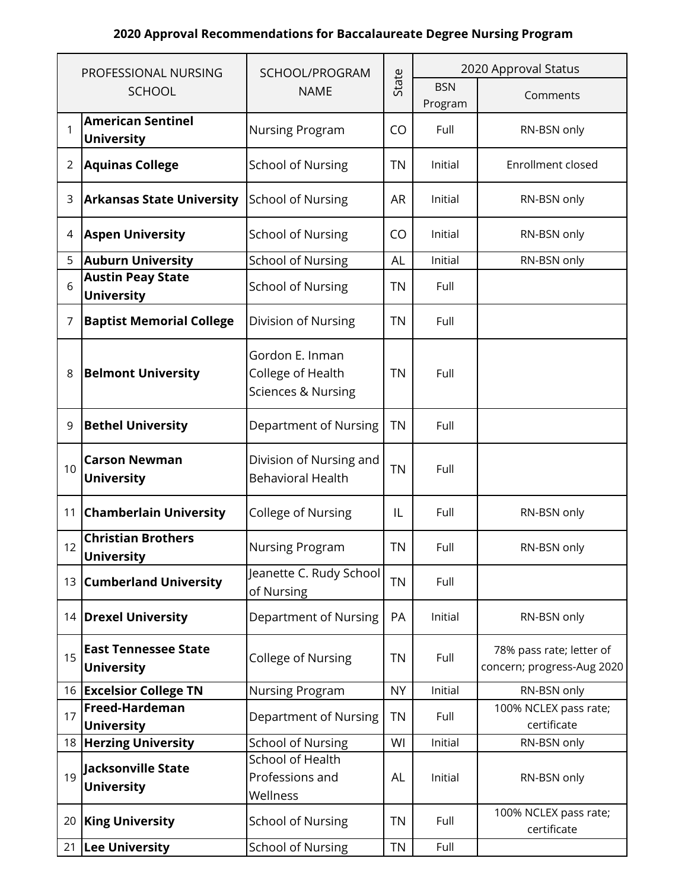**2020 Approval Recommendations for Baccalaureate Degree Nursing Program**

| | PROFESSIONAL NURSING SCHOOL | SCHOOL/PROGRAM NAME | State | 2020 Approval Status | |
|---|---|---|---|---|---|
| | | | | BSN Program | Comments |
| 1 | **American Sentinel University** | Nursing Program | CO | Full | RN-BSN only |
| 2 | **Aquinas College** | School of Nursing | TN | Initial | Enrollment closed |
| 3 | **Arkansas State University** | School of Nursing | AR | Initial | RN-BSN only |
| 4 | **Aspen University** | School of Nursing | CO | Initial | RN-BSN only |
| 5 | **Auburn University** | School of Nursing | AL | Initial | RN-BSN only |
| 6 | **Austin Peay State University** | School of Nursing | TN | Full | |
| 7 | **Baptist Memorial College** | Division of Nursing | TN | Full | |
| 8 | **Belmont University** | Gordon E. Inman College of Health Sciences & Nursing | TN | Full | |
| 9 | **Bethel University** | Department of Nursing | TN | Full | |
| 10 | **Carson Newman University** | Division of Nursing and Behavioral Health | TN | Full | |
| 11 | **Chamberlain University** | College of Nursing | IL | Full | RN-BSN only |
| 12 | **Christian Brothers University** | Nursing Program | TN | Full | RN-BSN only |
| 13 | **Cumberland University** | Jeanette C. Rudy School of Nursing | TN | Full | |
| 14 | **Drexel University** | Department of Nursing | PA | Initial | RN-BSN only |
| 15 | **East Tennessee State University** | College of Nursing | TN | Full | 78% pass rate; letter of concern; progress-Aug 2020 |
| 16 | **Excelsior College TN** | Nursing Program | NY | Initial | RN-BSN only |
| 17 | **Freed-Hardeman University** | Department of Nursing | TN | Full | 100% NCLEX pass rate; certificate |
| 18 | **Herzing University** | School of Nursing | WI | Initial | RN-BSN only |
| 19 | **Jacksonville State University** | School of Health Professions and Wellness | AL | Initial | RN-BSN only |
| 20 | **King University** | School of Nursing | TN | Full | 100% NCLEX pass rate; certificate |
| 21 | **Lee University** | School of Nursing | TN | Full | |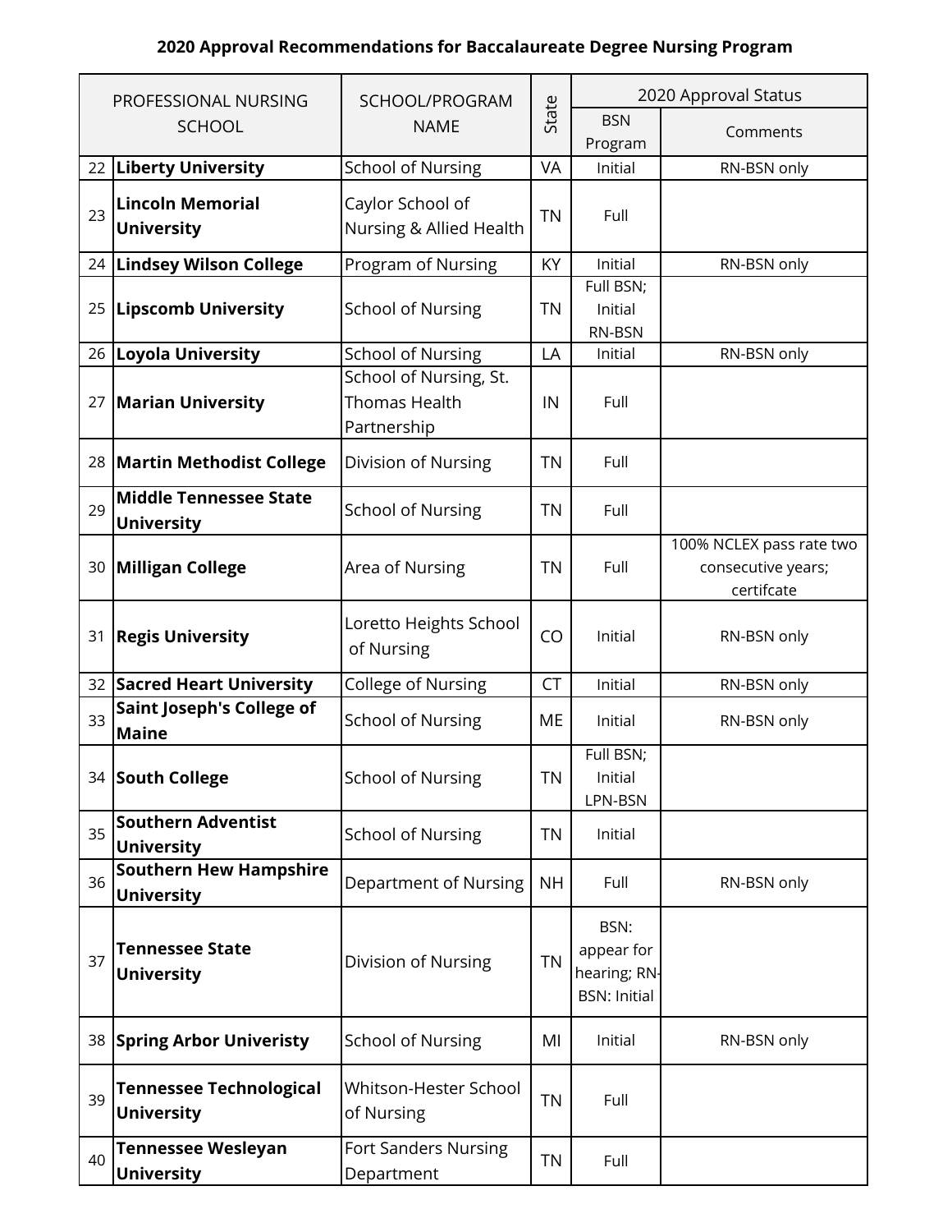**2020 Approval Recommendations for Baccalaureate Degree Nursing Program**

| PROFESSIONAL NURSING SCHOOL | | SCHOOL/PROGRAM NAME | State | 2020 Approval Status | |
|---|---|---|---|---|---|
| | | | | BSN Program | Comments |
| 22 | **Liberty University** | School of Nursing | VA | Initial | RN-BSN only |
| 23 | **Lincoln Memorial University** | Caylor School of Nursing & Allied Health | TN | Full | |
| 24 | **Lindsey Wilson College** | Program of Nursing | KY | Initial | RN-BSN only |
| 25 | **Lipscomb University** | School of Nursing | TN | Full BSN; Initial RN-BSN | |
| 26 | **Loyola University** | School of Nursing | LA | Initial | RN-BSN only |
| 27 | **Marian University** | School of Nursing, St. Thomas Health Partnership | IN | Full | |
| 28 | **Martin Methodist College** | Division of Nursing | TN | Full | |
| 29 | **Middle Tennessee State University** | School of Nursing | TN | Full | |
| 30 | **Milligan College** | Area of Nursing | TN | Full | 100% NCLEX pass rate two consecutive years; certifcate |
| 31 | **Regis University** | Loretto Heights School of Nursing | CO | Initial | RN-BSN only |
| 32 | **Sacred Heart University** | College of Nursing | CT | Initial | RN-BSN only |
| 33 | **Saint Joseph's College of Maine** | School of Nursing | ME | Initial | RN-BSN only |
| 34 | **South College** | School of Nursing | TN | Full BSN; Initial LPN-BSN | |
| 35 | **Southern Adventist University** | School of Nursing | TN | Initial | |
| 36 | **Southern Hew Hampshire University** | Department of Nursing | NH | Full | RN-BSN only |
| 37 | **Tennessee State University** | Division of Nursing | TN | BSN: appear for hearing; RN-BSN: Initial | |
| 38 | **Spring Arbor Univeristy** | School of Nursing | MI | Initial | RN-BSN only |
| 39 | **Tennessee Technological University** | Whitson-Hester School of Nursing | TN | Full | |
| 40 | **Tennessee Wesleyan University** | Fort Sanders Nursing Department | TN | Full | |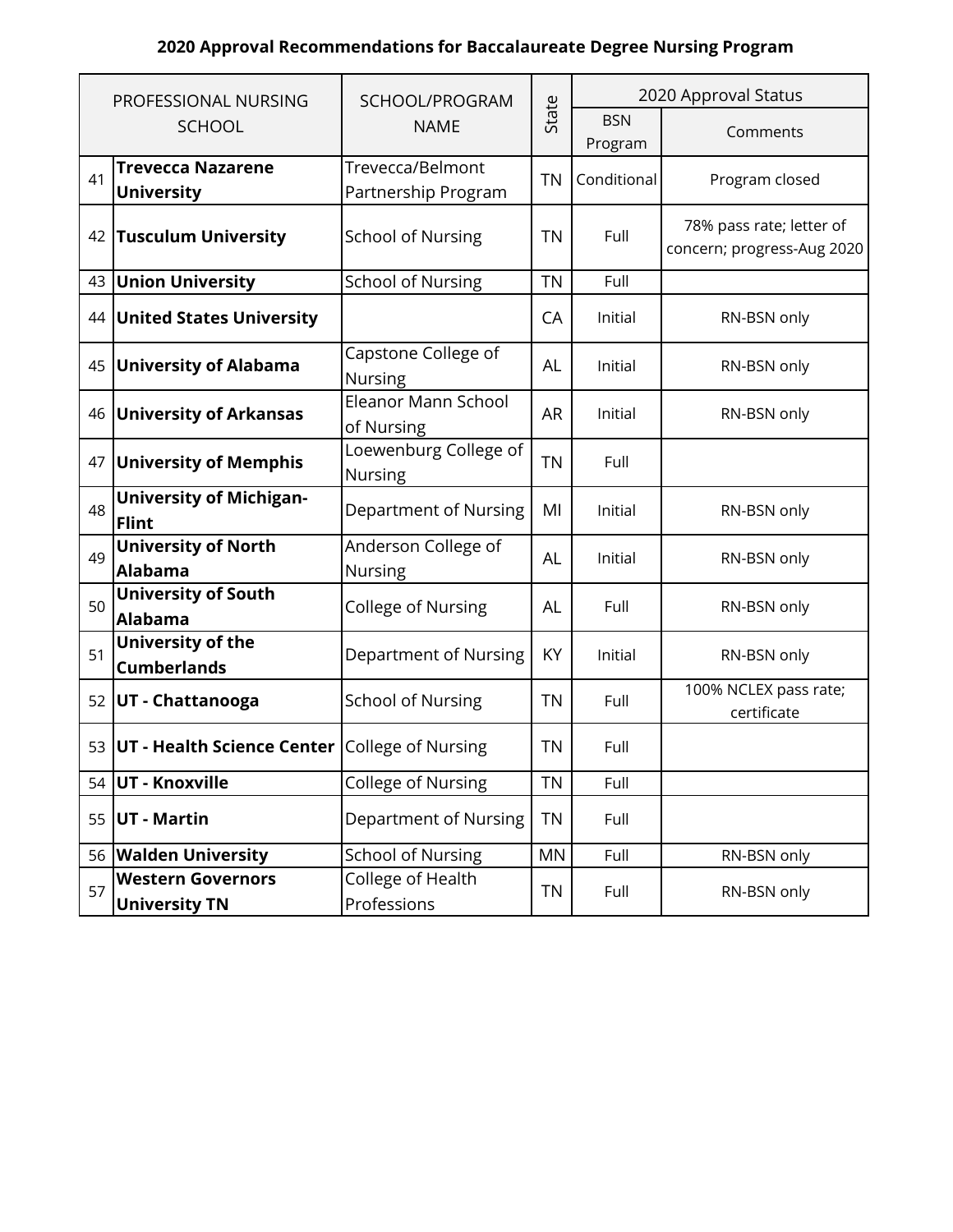**2020 Approval Recommendations for Baccalaureate Degree Nursing Program**

| | PROFESSIONAL NURSING SCHOOL | SCHOOL/PROGRAM NAME | State | 2020 Approval Status | |
|---|---|---|---|---|---|
| | | | | BSN Program | Comments |
| 41 | **Trevecca Nazarene University** | Trevecca/Belmont Partnership Program | TN | Conditional | Program closed |
| 42 | **Tusculum University** | School of Nursing | TN | Full | 78% pass rate; letter of concern; progress-Aug 2020 |
| 43 | **Union University** | School of Nursing | TN | Full | |
| 44 | **United States University** | | CA | Initial | RN-BSN only |
| 45 | **University of Alabama** | Capstone College of Nursing | AL | Initial | RN-BSN only |
| 46 | **University of Arkansas** | Eleanor Mann School of Nursing | AR | Initial | RN-BSN only |
| 47 | **University of Memphis** | Loewenburg College of Nursing | TN | Full | |
| 48 | **University of Michigan-Flint** | Department of Nursing | MI | Initial | RN-BSN only |
| 49 | **University of North Alabama** | Anderson College of Nursing | AL | Initial | RN-BSN only |
| 50 | **University of South Alabama** | College of Nursing | AL | Full | RN-BSN only |
| 51 | **University of the Cumberlands** | Department of Nursing | KY | Initial | RN-BSN only |
| 52 | **UT - Chattanooga** | School of Nursing | TN | Full | 100% NCLEX pass rate; certificate |
| 53 | **UT - Health Science Center** | College of Nursing | TN | Full | |
| 54 | **UT - Knoxville** | College of Nursing | TN | Full | |
| 55 | **UT - Martin** | Department of Nursing | TN | Full | |
| 56 | **Walden University** | School of Nursing | MN | Full | RN-BSN only |
| 57 | **Western Governors University TN** | College of Health Professions | TN | Full | RN-BSN only |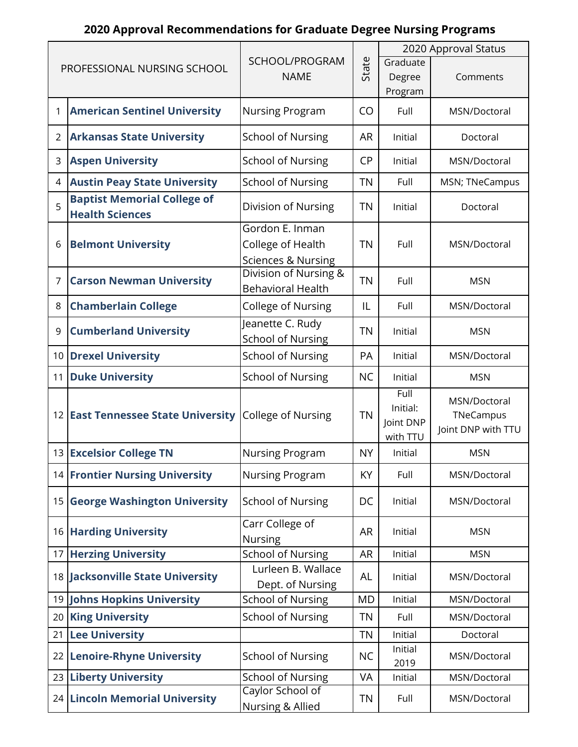# 2020 Approval Recommendations for Graduate Degree Nursing Programs

| | PROFESSIONAL NURSING SCHOOL | SCHOOL/PROGRAM NAME | State | 2020 Approval Status | |
|---|---|---|---|---|---|
| | | | | Graduate Degree Program | Comments |
| 1 | **American Sentinel University** | Nursing Program | CO | Full | MSN/Doctoral |
| 2 | **Arkansas State University** | School of Nursing | AR | Initial | Doctoral |
| 3 | **Aspen University** | School of Nursing | CP | Initial | MSN/Doctoral |
| 4 | **Austin Peay State University** | School of Nursing | TN | Full | MSN; TNeCampus |
| 5 | **Baptist Memorial College of Health Sciences** | Division of Nursing | TN | Initial | Doctoral |
| 6 | **Belmont University** | Gordon E. Inman College of Health Sciences & Nursing | TN | Full | MSN/Doctoral |
| 7 | **Carson Newman University** | Division of Nursing & Behavioral Health | TN | Full | MSN |
| 8 | **Chamberlain College** | College of Nursing | IL | Full | MSN/Doctoral |
| 9 | **Cumberland University** | Jeanette C. Rudy School of Nursing | TN | Initial | MSN |
| 10 | **Drexel University** | School of Nursing | PA | Initial | MSN/Doctoral |
| 11 | **Duke University** | School of Nursing | NC | Initial | MSN |
| 12 | **East Tennessee State University** | College of Nursing | TN | Full<br>Initial: Joint DNP with TTU | MSN/Doctoral<br>TNeCampus<br>Joint DNP with TTU |
| 13 | **Excelsior College TN** | Nursing Program | NY | Initial | MSN |
| 14 | **Frontier Nursing University** | Nursing Program | KY | Full | MSN/Doctoral |
| 15 | **George Washington University** | School of Nursing | DC | Initial | MSN/Doctoral |
| 16 | **Harding University** | Carr College of Nursing | AR | Initial | MSN |
| 17 | **Herzing University** | School of Nursing | AR | Initial | MSN |
| 18 | **Jacksonville State University** | Lurleen B. Wallace Dept. of Nursing | AL | Initial | MSN/Doctoral |
| 19 | **Johns Hopkins University** | School of Nursing | MD | Initial | MSN/Doctoral |
| 20 | **King University** | School of Nursing | TN | Full | MSN/Doctoral |
| 21 | **Lee University** | | TN | Initial | Doctoral |
| 22 | **Lenoire-Rhyne University** | School of Nursing | NC | Initial 2019 | MSN/Doctoral |
| 23 | **Liberty University** | School of Nursing | VA | Initial | MSN/Doctoral |
| 24 | **Lincoln Memorial University** | Caylor School of Nursing & Allied | TN | Full | MSN/Doctoral |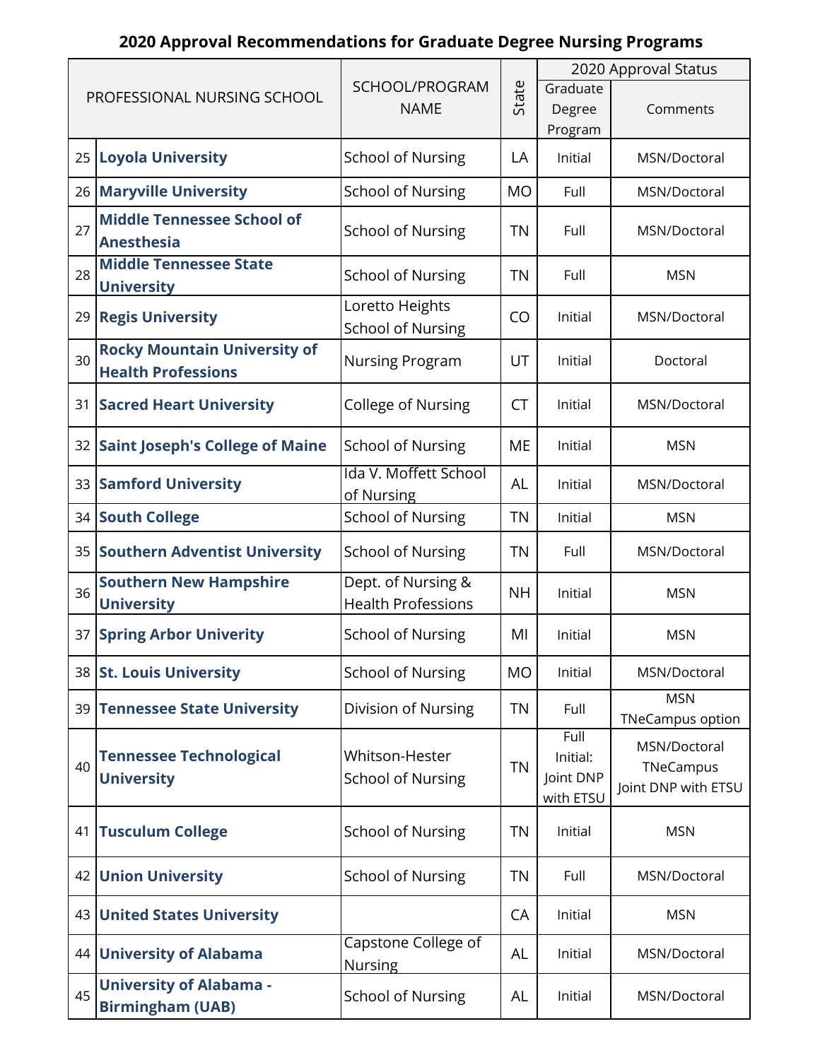## 2020 Approval Recommendations for Graduate Degree Nursing Programs

| PROFESSIONAL NURSING SCHOOL | | SCHOOL/PROGRAM NAME | State | 2020 Approval Status | |
|---|---|---|---|---|---|
| | | | | Graduate Degree Program | Comments |
| 25 | **Loyola University** | School of Nursing | LA | Initial | MSN/Doctoral |
| 26 | **Maryville University** | School of Nursing | MO | Full | MSN/Doctoral |
| 27 | **Middle Tennessee School of Anesthesia** | School of Nursing | TN | Full | MSN/Doctoral |
| 28 | **Middle Tennessee State University** | School of Nursing | TN | Full | MSN |
| 29 | **Regis University** | Loretto Heights School of Nursing | CO | Initial | MSN/Doctoral |
| 30 | **Rocky Mountain University of Health Professions** | Nursing Program | UT | Initial | Doctoral |
| 31 | **Sacred Heart University** | College of Nursing | CT | Initial | MSN/Doctoral |
| 32 | **Saint Joseph's College of Maine** | School of Nursing | ME | Initial | MSN |
| 33 | **Samford University** | Ida V. Moffett School of Nursing | AL | Initial | MSN/Doctoral |
| 34 | **South College** | School of Nursing | TN | Initial | MSN |
| 35 | **Southern Adventist University** | School of Nursing | TN | Full | MSN/Doctoral |
| 36 | **Southern New Hampshire University** | Dept. of Nursing & Health Professions | NH | Initial | MSN |
| 37 | **Spring Arbor Univerity** | School of Nursing | MI | Initial | MSN |
| 38 | **St. Louis University** | School of Nursing | MO | Initial | MSN/Doctoral |
| 39 | **Tennessee State University** | Division of Nursing | TN | Full | MSN TNeCampus option |
| 40 | **Tennessee Technological University** | Whitson-Hester School of Nursing | TN | Full Initial: Joint DNP with ETSU | MSN/Doctoral TNeCampus Joint DNP with ETSU |
| 41 | **Tusculum College** | School of Nursing | TN | Initial | MSN |
| 42 | **Union University** | School of Nursing | TN | Full | MSN/Doctoral |
| 43 | **United States University** | | CA | Initial | MSN |
| 44 | **University of Alabama** | Capstone College of Nursing | AL | Initial | MSN/Doctoral |
| 45 | **University of Alabama - Birmingham (UAB)** | School of Nursing | AL | Initial | MSN/Doctoral |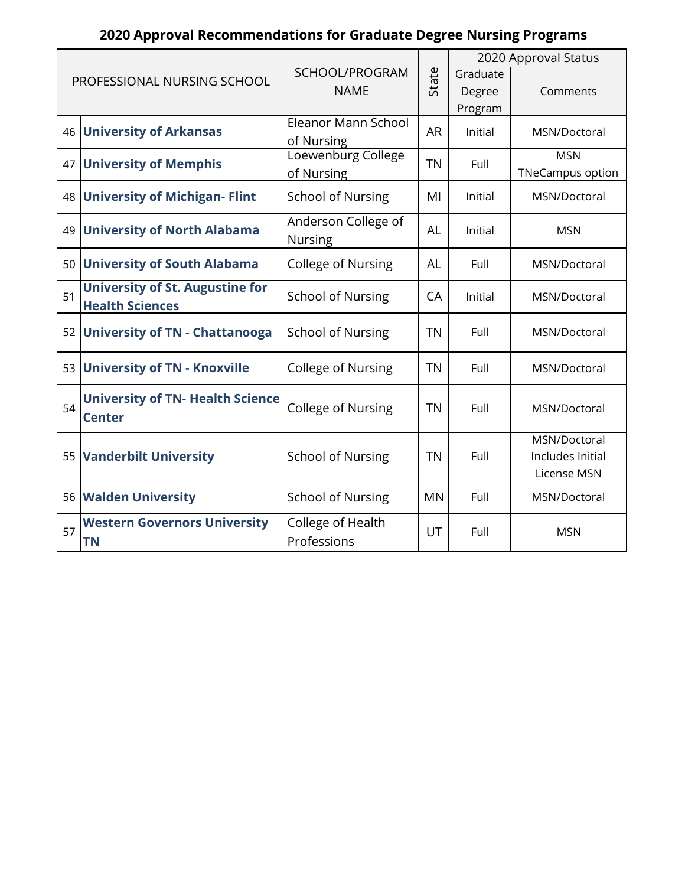## 2020 Approval Recommendations for Graduate Degree Nursing Programs

| PROFESSIONAL NURSING SCHOOL | | SCHOOL/PROGRAM NAME | State | 2020 Approval Status | |
|---|---|---|---|---|---|
| | | | | Graduate Degree Program | Comments |
| 46 | **University of Arkansas** | Eleanor Mann School of Nursing | AR | Initial | MSN/Doctoral |
| 47 | **University of Memphis** | Loewenburg College of Nursing | TN | Full | MSN TNeCampus option |
| 48 | **University of Michigan- Flint** | School of Nursing | MI | Initial | MSN/Doctoral |
| 49 | **University of North Alabama** | Anderson College of Nursing | AL | Initial | MSN |
| 50 | **University of South Alabama** | College of Nursing | AL | Full | MSN/Doctoral |
| 51 | **University of St. Augustine for Health Sciences** | School of Nursing | CA | Initial | MSN/Doctoral |
| 52 | **University of TN - Chattanooga** | School of Nursing | TN | Full | MSN/Doctoral |
| 53 | **University of TN - Knoxville** | College of Nursing | TN | Full | MSN/Doctoral |
| 54 | **University of TN- Health Science Center** | College of Nursing | TN | Full | MSN/Doctoral |
| 55 | **Vanderbilt University** | School of Nursing | TN | Full | MSN/Doctoral Includes Initial License MSN |
| 56 | **Walden University** | School of Nursing | MN | Full | MSN/Doctoral |
| 57 | **Western Governors University TN** | College of Health Professions | UT | Full | MSN |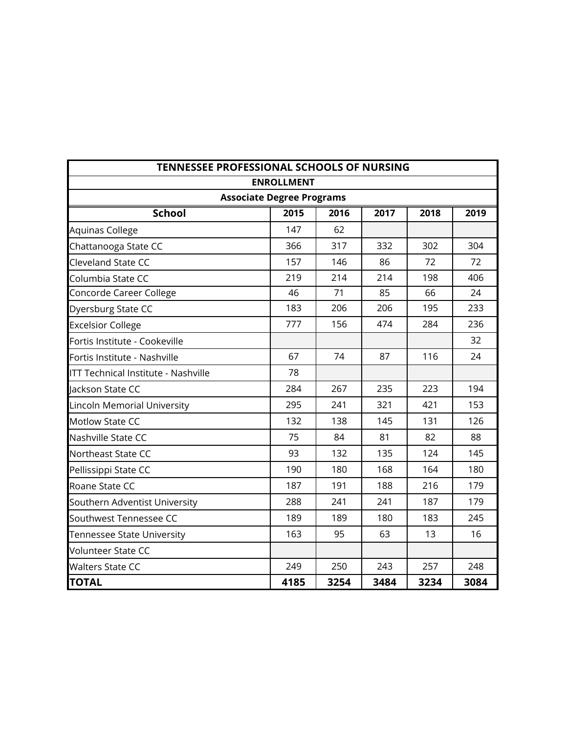## TENNESSEE PROFESSIONAL SCHOOLS OF NURSING

### ENROLLMENT

### Associate Degree Programs

| School | 2015 | 2016 | 2017 | 2018 | 2019 |
|---|---|---|---|---|---|
| Aquinas College | 147 | 62 | | | |
| Chattanooga State CC | 366 | 317 | 332 | 302 | 304 |
| Cleveland State CC | 157 | 146 | 86 | 72 | 72 |
| Columbia State CC | 219 | 214 | 214 | 198 | 406 |
| Concorde Career College | 46 | 71 | 85 | 66 | 24 |
| Dyersburg State CC | 183 | 206 | 206 | 195 | 233 |
| Excelsior College | 777 | 156 | 474 | 284 | 236 |
| Fortis Institute - Cookeville | | | | | 32 |
| Fortis Institute - Nashville | 67 | 74 | 87 | 116 | 24 |
| ITT Technical Institute - Nashville | 78 | | | | |
| Jackson State CC | 284 | 267 | 235 | 223 | 194 |
| Lincoln Memorial University | 295 | 241 | 321 | 421 | 153 |
| Motlow State CC | 132 | 138 | 145 | 131 | 126 |
| Nashville State CC | 75 | 84 | 81 | 82 | 88 |
| Northeast State CC | 93 | 132 | 135 | 124 | 145 |
| Pellissippi State CC | 190 | 180 | 168 | 164 | 180 |
| Roane State CC | 187 | 191 | 188 | 216 | 179 |
| Southern Adventist University | 288 | 241 | 241 | 187 | 179 |
| Southwest Tennessee CC | 189 | 189 | 180 | 183 | 245 |
| Tennessee State University | 163 | 95 | 63 | 13 | 16 |
| Volunteer State CC | | | | | |
| Walters State CC | 249 | 250 | 243 | 257 | 248 |
| **TOTAL** | **4185** | **3254** | **3484** | **3234** | **3084** |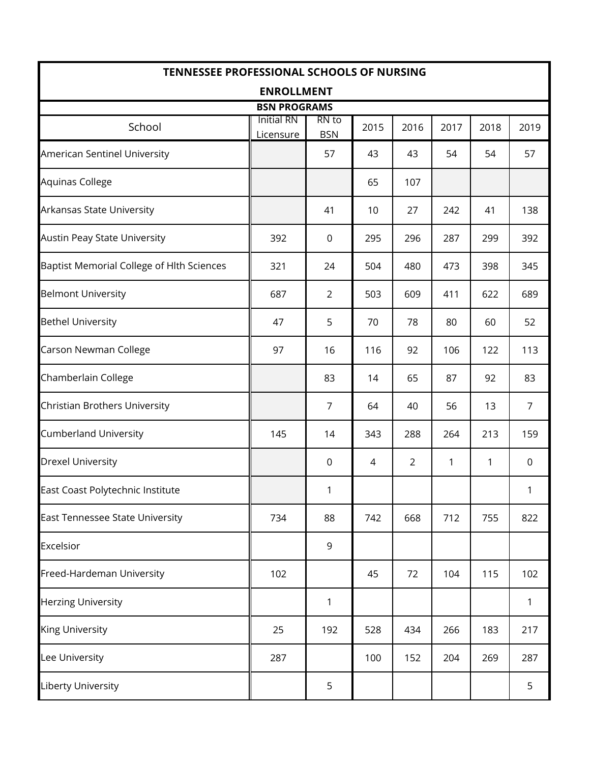## TENNESSEE PROFESSIONAL SCHOOLS OF NURSING

## ENROLLMENT

### BSN PROGRAMS

| School | Initial RN Licensure | RN to BSN | 2015 | 2016 | 2017 | 2018 | 2019 |
|---|---|---|---|---|---|---|---|
| American Sentinel University | | 57 | 43 | 43 | 54 | 54 | 57 |
| Aquinas College | | | 65 | 107 | | | |
| Arkansas State University | | 41 | 10 | 27 | 242 | 41 | 138 |
| Austin Peay State University | 392 | 0 | 295 | 296 | 287 | 299 | 392 |
| Baptist Memorial College of Hlth Sciences | 321 | 24 | 504 | 480 | 473 | 398 | 345 |
| Belmont University | 687 | 2 | 503 | 609 | 411 | 622 | 689 |
| Bethel University | 47 | 5 | 70 | 78 | 80 | 60 | 52 |
| Carson Newman College | 97 | 16 | 116 | 92 | 106 | 122 | 113 |
| Chamberlain College | | 83 | 14 | 65 | 87 | 92 | 83 |
| Christian Brothers University | | 7 | 64 | 40 | 56 | 13 | 7 |
| Cumberland University | 145 | 14 | 343 | 288 | 264 | 213 | 159 |
| Drexel University | | 0 | 4 | 2 | 1 | 1 | 0 |
| East Coast Polytechnic Institute | | 1 | | | | | 1 |
| East Tennessee State University | 734 | 88 | 742 | 668 | 712 | 755 | 822 |
| Excelsior | | 9 | | | | | |
| Freed-Hardeman University | 102 | | 45 | 72 | 104 | 115 | 102 |
| Herzing University | | 1 | | | | | 1 |
| King University | 25 | 192 | 528 | 434 | 266 | 183 | 217 |
| Lee University | 287 | | 100 | 152 | 204 | 269 | 287 |
| Liberty University | | 5 | | | | | 5 |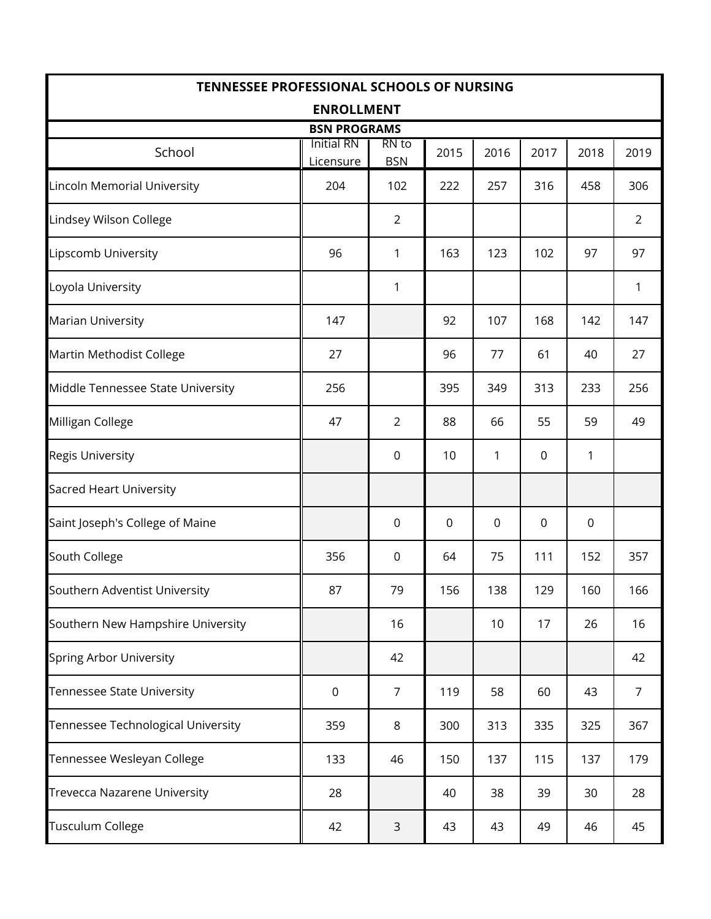# TENNESSEE PROFESSIONAL SCHOOLS OF NURSING

## ENROLLMENT

### BSN PROGRAMS

| School | Initial RN Licensure | RN to BSN | 2015 | 2016 | 2017 | 2018 | 2019 |
|---|---|---|---|---|---|---|---|
| Lincoln Memorial University | 204 | 102 | 222 | 257 | 316 | 458 | 306 |
| Lindsey Wilson College | | 2 | | | | | 2 |
| Lipscomb University | 96 | 1 | 163 | 123 | 102 | 97 | 97 |
| Loyola University | | 1 | | | | | 1 |
| Marian University | 147 | | 92 | 107 | 168 | 142 | 147 |
| Martin Methodist College | 27 | | 96 | 77 | 61 | 40 | 27 |
| Middle Tennessee State University | 256 | | 395 | 349 | 313 | 233 | 256 |
| Milligan College | 47 | 2 | 88 | 66 | 55 | 59 | 49 |
| Regis University | | 0 | 10 | 1 | 0 | 1 | |
| Sacred Heart University | | | | | | | |
| Saint Joseph's College of Maine | | 0 | 0 | 0 | 0 | 0 | |
| South College | 356 | 0 | 64 | 75 | 111 | 152 | 357 |
| Southern Adventist University | 87 | 79 | 156 | 138 | 129 | 160 | 166 |
| Southern New Hampshire University | | 16 | | 10 | 17 | 26 | 16 |
| Spring Arbor University | | 42 | | | | | 42 |
| Tennessee State University | 0 | 7 | 119 | 58 | 60 | 43 | 7 |
| Tennessee Technological University | 359 | 8 | 300 | 313 | 335 | 325 | 367 |
| Tennessee Wesleyan College | 133 | 46 | 150 | 137 | 115 | 137 | 179 |
| Trevecca Nazarene University | 28 | | 40 | 38 | 39 | 30 | 28 |
| Tusculum College | 42 | 3 | 43 | 43 | 49 | 46 | 45 |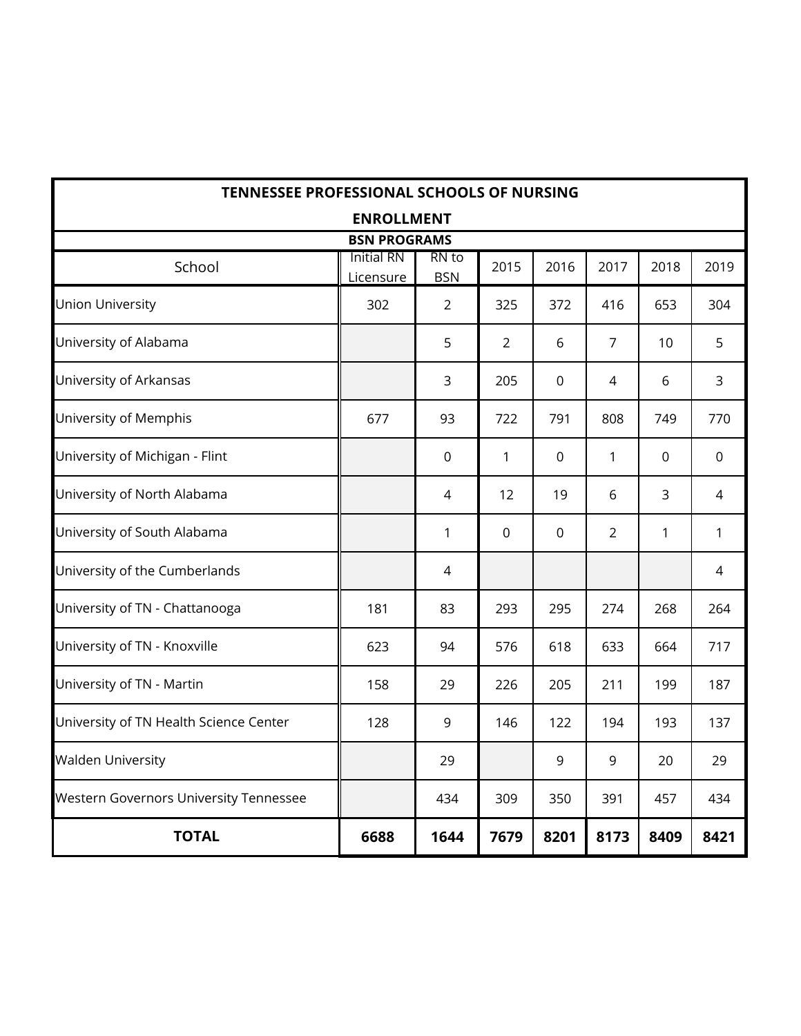| TENNESSEE PROFESSIONAL SCHOOLS OF NURSING ENROLLMENT | | | | | | | |
|---|---|---|---|---|---|---|---|
| BSN PROGRAMS | | | | | | | |
| School | Initial RN Licensure | RN to BSN | 2015 | 2016 | 2017 | 2018 | 2019 |
| Union University | 302 | 2 | 325 | 372 | 416 | 653 | 304 |
| University of Alabama | | 5 | 2 | 6 | 7 | 10 | 5 |
| University of Arkansas | | 3 | 205 | 0 | 4 | 6 | 3 |
| University of Memphis | 677 | 93 | 722 | 791 | 808 | 749 | 770 |
| University of Michigan - Flint | | 0 | 1 | 0 | 1 | 0 | 0 |
| University of North Alabama | | 4 | 12 | 19 | 6 | 3 | 4 |
| University of South Alabama | | 1 | 0 | 0 | 2 | 1 | 1 |
| University of the Cumberlands | | 4 | | | | | 4 |
| University of TN - Chattanooga | 181 | 83 | 293 | 295 | 274 | 268 | 264 |
| University of TN - Knoxville | 623 | 94 | 576 | 618 | 633 | 664 | 717 |
| University of TN - Martin | 158 | 29 | 226 | 205 | 211 | 199 | 187 |
| University of TN Health Science Center | 128 | 9 | 146 | 122 | 194 | 193 | 137 |
| Walden University | | 29 | | 9 | 9 | 20 | 29 |
| Western Governors University Tennessee | | 434 | 309 | 350 | 391 | 457 | 434 |
| **TOTAL** | **6688** | **1644** | **7679** | **8201** | **8173** | **8409** | **8421** |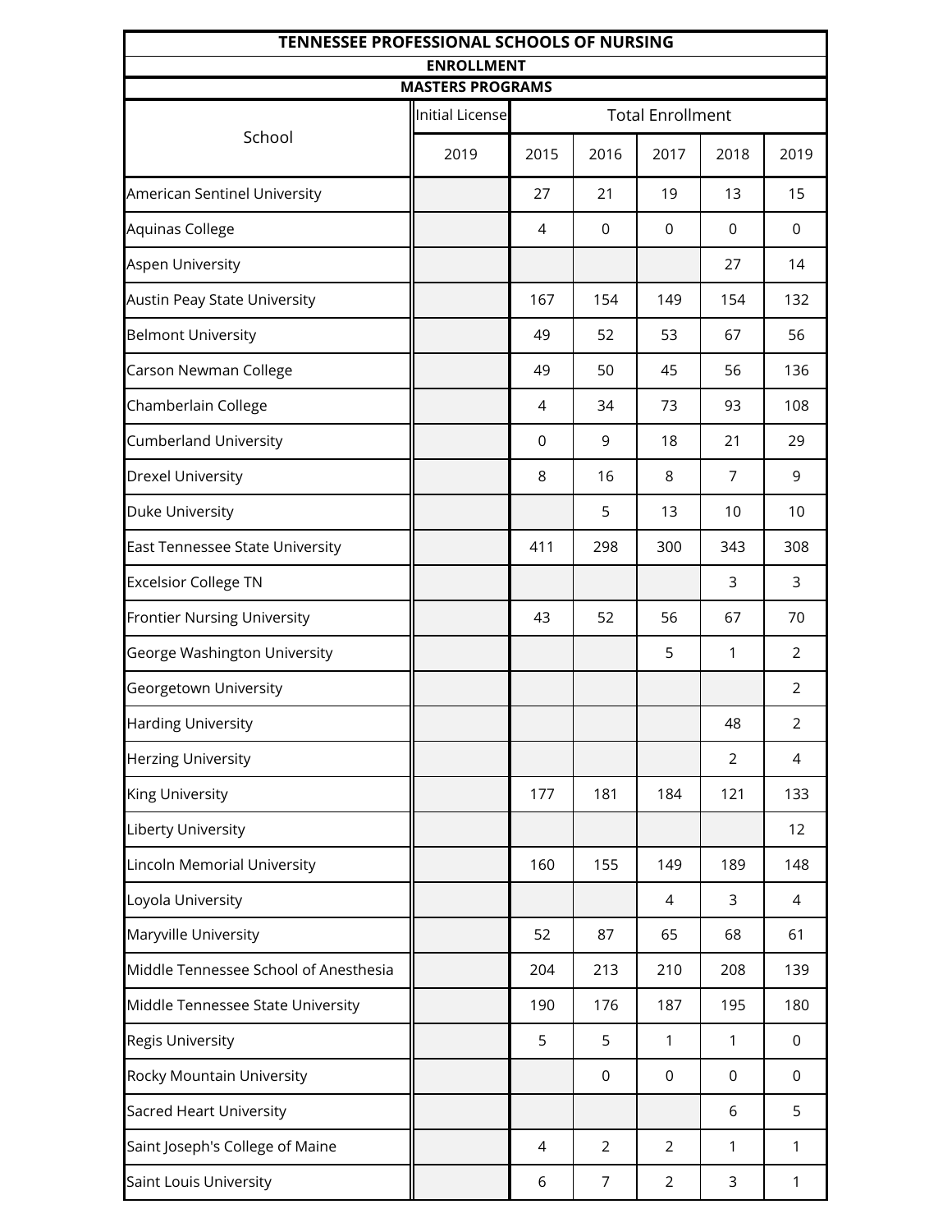| TENNESSEE PROFESSIONAL SCHOOLS OF NURSING | | | | | | |
|---|---|---|---|---|---|---|
| ENROLLMENT | | | | | | |
| MASTERS PROGRAMS | | | | | | |
| School | Initial License | Total Enrollment | | | | |
| | 2019 | 2015 | 2016 | 2017 | 2018 | 2019 |
| American Sentinel University | | 27 | 21 | 19 | 13 | 15 |
| Aquinas College | | 4 | 0 | 0 | 0 | 0 |
| Aspen University | | | | | 27 | 14 |
| Austin Peay State University | | 167 | 154 | 149 | 154 | 132 |
| Belmont University | | 49 | 52 | 53 | 67 | 56 |
| Carson Newman College | | 49 | 50 | 45 | 56 | 136 |
| Chamberlain College | | 4 | 34 | 73 | 93 | 108 |
| Cumberland University | | 0 | 9 | 18 | 21 | 29 |
| Drexel University | | 8 | 16 | 8 | 7 | 9 |
| Duke University | | | 5 | 13 | 10 | 10 |
| East Tennessee State University | | 411 | 298 | 300 | 343 | 308 |
| Excelsior College TN | | | | | 3 | 3 |
| Frontier Nursing University | | 43 | 52 | 56 | 67 | 70 |
| George Washington University | | | | 5 | 1 | 2 |
| Georgetown University | | | | | | 2 |
| Harding University | | | | | 48 | 2 |
| Herzing University | | | | | 2 | 4 |
| King University | | 177 | 181 | 184 | 121 | 133 |
| Liberty University | | | | | | 12 |
| Lincoln Memorial University | | 160 | 155 | 149 | 189 | 148 |
| Loyola University | | | | 4 | 3 | 4 |
| Maryville University | | 52 | 87 | 65 | 68 | 61 |
| Middle Tennessee School of Anesthesia | | 204 | 213 | 210 | 208 | 139 |
| Middle Tennessee State University | | 190 | 176 | 187 | 195 | 180 |
| Regis University | | 5 | 5 | 1 | 1 | 0 |
| Rocky Mountain University | | | 0 | 0 | 0 | 0 |
| Sacred Heart University | | | | | 6 | 5 |
| Saint Joseph's College of Maine | | 4 | 2 | 2 | 1 | 1 |
| Saint Louis University | | 6 | 7 | 2 | 3 | 1 |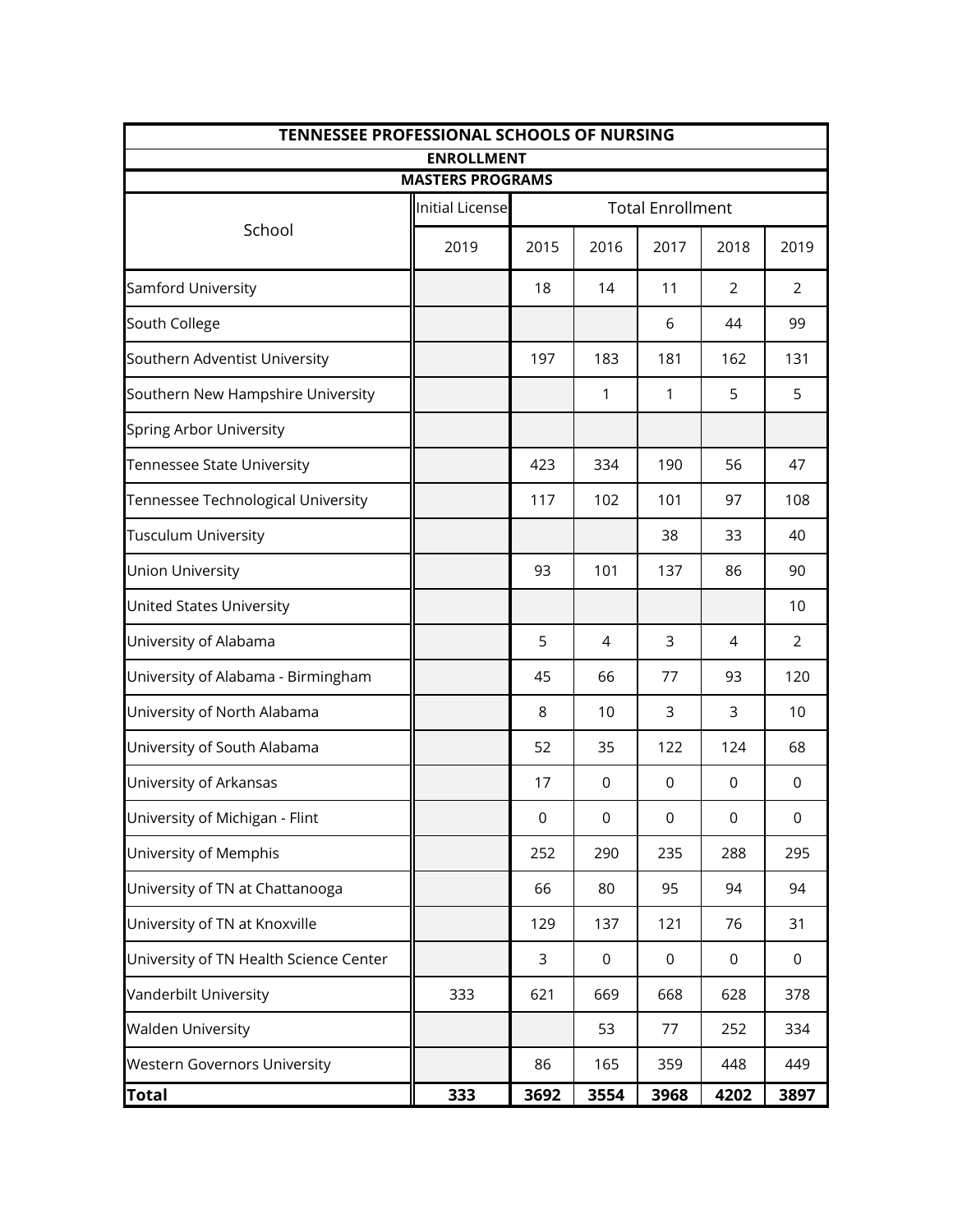| TENNESSEE PROFESSIONAL SCHOOLS OF NURSING | | | | | | |
|---|---|---|---|---|---|---|
| ENROLLMENT | | | | | | |
| MASTERS PROGRAMS | | | | | | |
| School | Initial License | Total Enrollment | | | | |
| | 2019 | 2015 | 2016 | 2017 | 2018 | 2019 |
| Samford University | | 18 | 14 | 11 | 2 | 2 |
| South College | | | | 6 | 44 | 99 |
| Southern Adventist University | | 197 | 183 | 181 | 162 | 131 |
| Southern New Hampshire University | | | 1 | 1 | 5 | 5 |
| Spring Arbor University | | | | | | |
| Tennessee State University | | 423 | 334 | 190 | 56 | 47 |
| Tennessee Technological University | | 117 | 102 | 101 | 97 | 108 |
| Tusculum University | | | | 38 | 33 | 40 |
| Union University | | 93 | 101 | 137 | 86 | 90 |
| United States University | | | | | | 10 |
| University of Alabama | | 5 | 4 | 3 | 4 | 2 |
| University of Alabama - Birmingham | | 45 | 66 | 77 | 93 | 120 |
| University of North Alabama | | 8 | 10 | 3 | 3 | 10 |
| University of South Alabama | | 52 | 35 | 122 | 124 | 68 |
| University of Arkansas | | 17 | 0 | 0 | 0 | 0 |
| University of Michigan - Flint | | 0 | 0 | 0 | 0 | 0 |
| University of Memphis | | 252 | 290 | 235 | 288 | 295 |
| University of TN at Chattanooga | | 66 | 80 | 95 | 94 | 94 |
| University of TN at Knoxville | | 129 | 137 | 121 | 76 | 31 |
| University of TN Health Science Center | | 3 | 0 | 0 | 0 | 0 |
| Vanderbilt University | 333 | 621 | 669 | 668 | 628 | 378 |
| Walden University | | | 53 | 77 | 252 | 334 |
| Western Governors University | | 86 | 165 | 359 | 448 | 449 |
| **Total** | **333** | **3692** | **3554** | **3968** | **4202** | **3897** |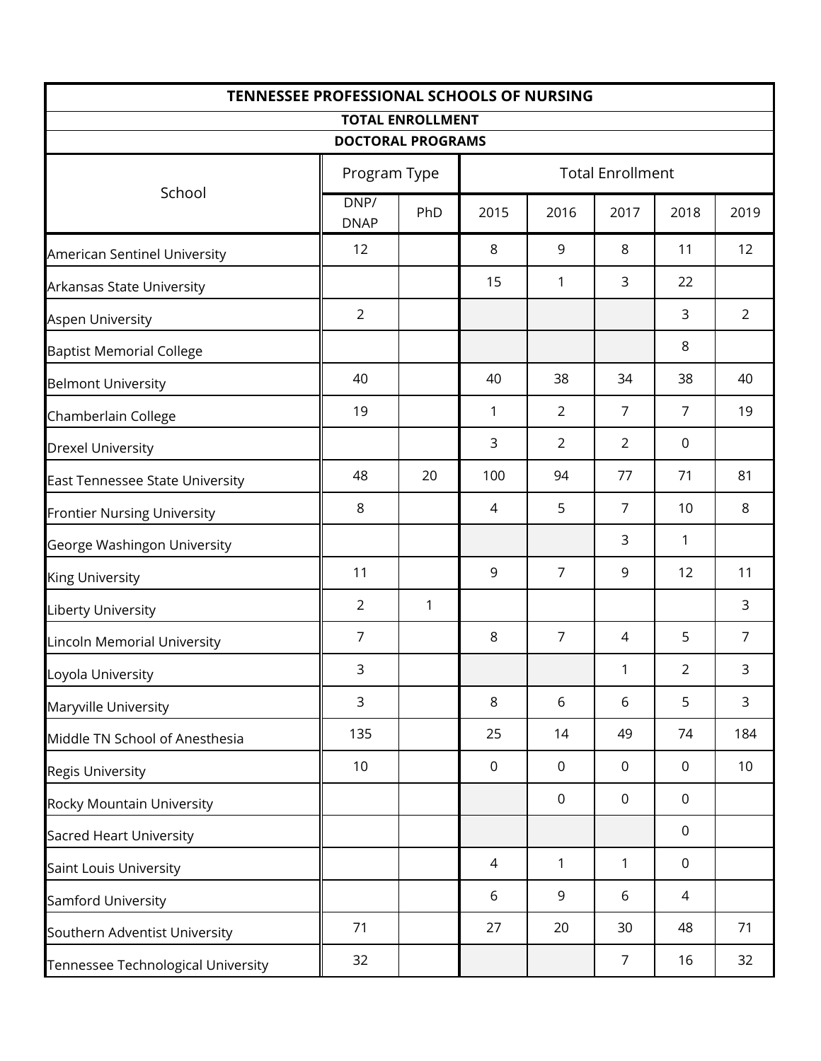| TENNESSEE PROFESSIONAL SCHOOLS OF NURSING | | | | | | | |
|---|---|---|---|---|---|---|---|
| **TOTAL ENROLLMENT** | | | | | | | |
| **DOCTORAL PROGRAMS** | | | | | | | |
| School | Program Type | | Total Enrollment | | | | |
| | DNP/ DNAP | PhD | 2015 | 2016 | 2017 | 2018 | 2019 |
| American Sentinel University | 12 | | 8 | 9 | 8 | 11 | 12 |
| Arkansas State University | | | 15 | 1 | 3 | 22 | |
| Aspen University | 2 | | | | | 3 | 2 |
| Baptist Memorial College | | | | | | 8 | |
| Belmont University | 40 | | 40 | 38 | 34 | 38 | 40 |
| Chamberlain College | 19 | | 1 | 2 | 7 | 7 | 19 |
| Drexel University | | | 3 | 2 | 2 | 0 | |
| East Tennessee State University | 48 | 20 | 100 | 94 | 77 | 71 | 81 |
| Frontier Nursing University | 8 | | 4 | 5 | 7 | 10 | 8 |
| George Washingon University | | | | | 3 | 1 | |
| King University | 11 | | 9 | 7 | 9 | 12 | 11 |
| Liberty University | 2 | 1 | | | | | 3 |
| Lincoln Memorial University | 7 | | 8 | 7 | 4 | 5 | 7 |
| Loyola University | 3 | | | | 1 | 2 | 3 |
| Maryville University | 3 | | 8 | 6 | 6 | 5 | 3 |
| Middle TN School of Anesthesia | 135 | | 25 | 14 | 49 | 74 | 184 |
| Regis University | 10 | | 0 | 0 | 0 | 0 | 10 |
| Rocky Mountain University | | | | 0 | 0 | 0 | |
| Sacred Heart University | | | | | | 0 | |
| Saint Louis University | | | 4 | 1 | 1 | 0 | |
| Samford University | | | 6 | 9 | 6 | 4 | |
| Southern Adventist University | 71 | | 27 | 20 | 30 | 48 | 71 |
| Tennessee Technological University | 32 | | | | 7 | 16 | 32 |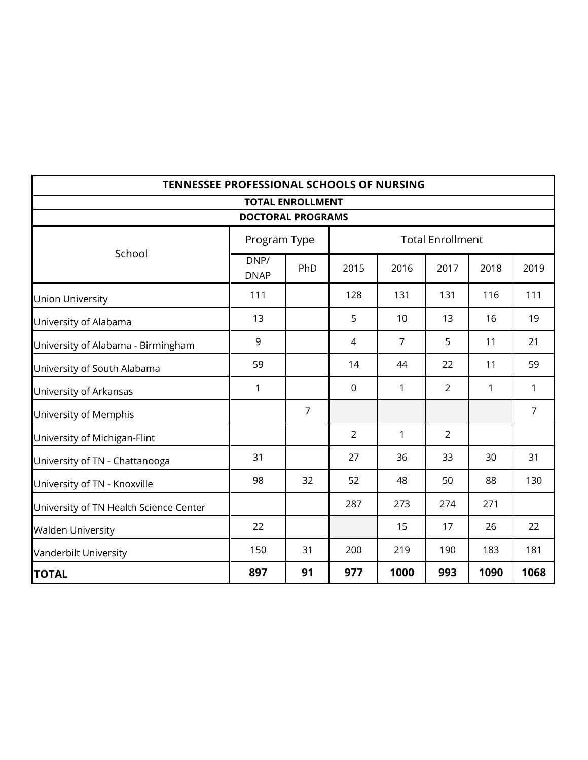| TENNESSEE PROFESSIONAL SCHOOLS OF NURSING | | | | | | | |
|---|---|---|---|---|---|---|---|
| TOTAL ENROLLMENT | | | | | | | |
| DOCTORAL PROGRAMS | | | | | | | |
| School | Program Type | | Total Enrollment | | | | |
| | DNP/ DNAP | PhD | 2015 | 2016 | 2017 | 2018 | 2019 |
| Union University | 111 | | 128 | 131 | 131 | 116 | 111 |
| University of Alabama | 13 | | 5 | 10 | 13 | 16 | 19 |
| University of Alabama - Birmingham | 9 | | 4 | 7 | 5 | 11 | 21 |
| University of South Alabama | 59 | | 14 | 44 | 22 | 11 | 59 |
| University of Arkansas | 1 | | 0 | 1 | 2 | 1 | 1 |
| University of Memphis | | 7 | | | | | 7 |
| University of Michigan-Flint | | | 2 | 1 | 2 | | |
| University of TN - Chattanooga | 31 | | 27 | 36 | 33 | 30 | 31 |
| University of TN - Knoxville | 98 | 32 | 52 | 48 | 50 | 88 | 130 |
| University of TN Health Science Center | | | 287 | 273 | 274 | 271 | |
| Walden University | 22 | | | 15 | 17 | 26 | 22 |
| Vanderbilt University | 150 | 31 | 200 | 219 | 190 | 183 | 181 |
| **TOTAL** | **897** | **91** | **977** | **1000** | **993** | **1090** | **1068** |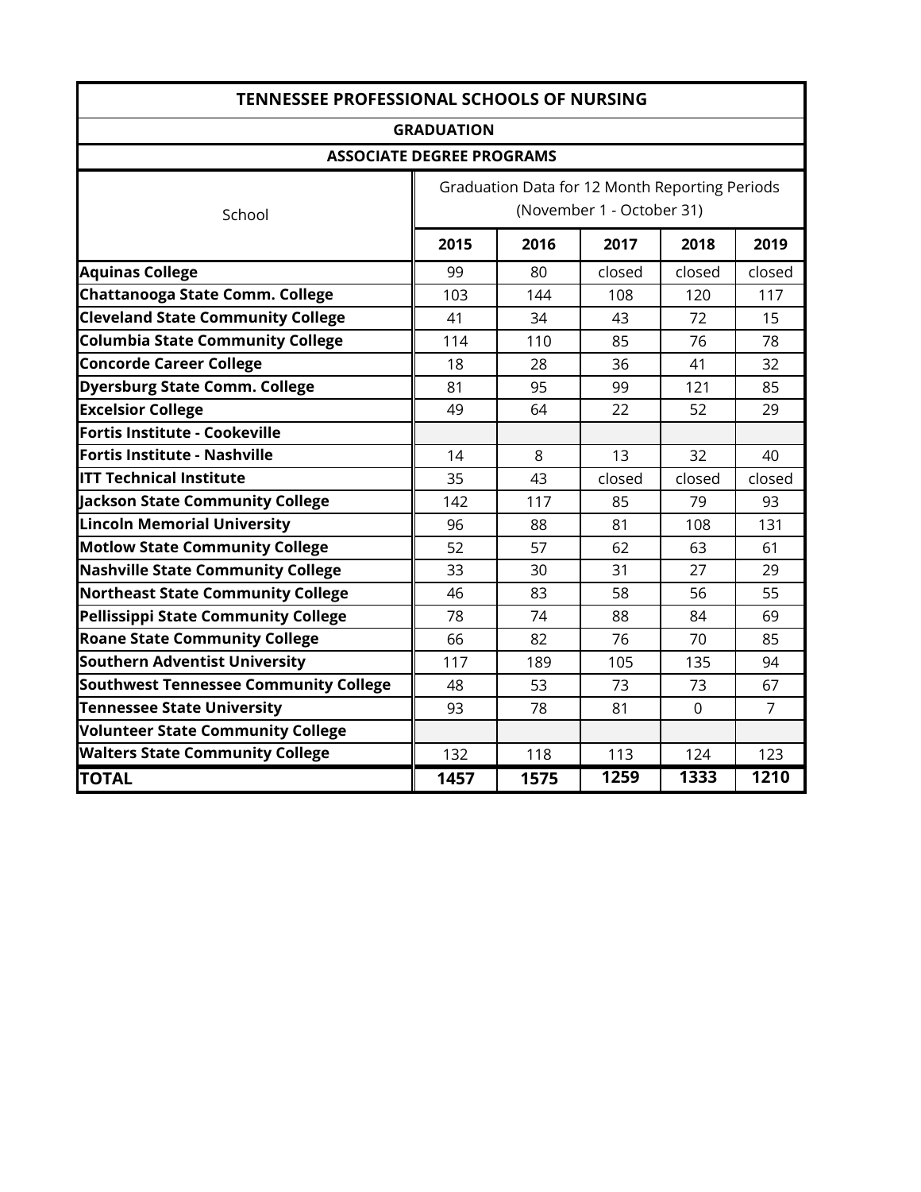| TENNESSEE PROFESSIONAL SCHOOLS OF NURSING | | | | | |
|---|---|---|---|---|---|
| GRADUATION | | | | | |
| ASSOCIATE DEGREE PROGRAMS | | | | | |
| School | Graduation Data for 12 Month Reporting Periods (November 1 - October 31) | | | | |
| | **2015** | **2016** | **2017** | **2018** | **2019** |
| **Aquinas College** | 99 | 80 | closed | closed | closed |
| **Chattanooga State Comm. College** | 103 | 144 | 108 | 120 | 117 |
| **Cleveland State Community College** | 41 | 34 | 43 | 72 | 15 |
| **Columbia State Community College** | 114 | 110 | 85 | 76 | 78 |
| **Concorde Career College** | 18 | 28 | 36 | 41 | 32 |
| **Dyersburg State Comm. College** | 81 | 95 | 99 | 121 | 85 |
| **Excelsior College** | 49 | 64 | 22 | 52 | 29 |
| **Fortis Institute - Cookeville** | | | | | |
| **Fortis Institute - Nashville** | 14 | 8 | 13 | 32 | 40 |
| **ITT Technical Institute** | 35 | 43 | closed | closed | closed |
| **Jackson State Community College** | 142 | 117 | 85 | 79 | 93 |
| **Lincoln Memorial University** | 96 | 88 | 81 | 108 | 131 |
| **Motlow State Community College** | 52 | 57 | 62 | 63 | 61 |
| **Nashville State Community College** | 33 | 30 | 31 | 27 | 29 |
| **Northeast State Community College** | 46 | 83 | 58 | 56 | 55 |
| **Pellissippi State Community College** | 78 | 74 | 88 | 84 | 69 |
| **Roane State Community College** | 66 | 82 | 76 | 70 | 85 |
| **Southern Adventist University** | 117 | 189 | 105 | 135 | 94 |
| **Southwest Tennessee Community College** | 48 | 53 | 73 | 73 | 67 |
| **Tennessee State University** | 93 | 78 | 81 | 0 | 7 |
| **Volunteer State Community College** | | | | | |
| **Walters State Community College** | 132 | 118 | 113 | 124 | 123 |
| **TOTAL** | **1457** | **1575** | **1259** | **1333** | **1210** |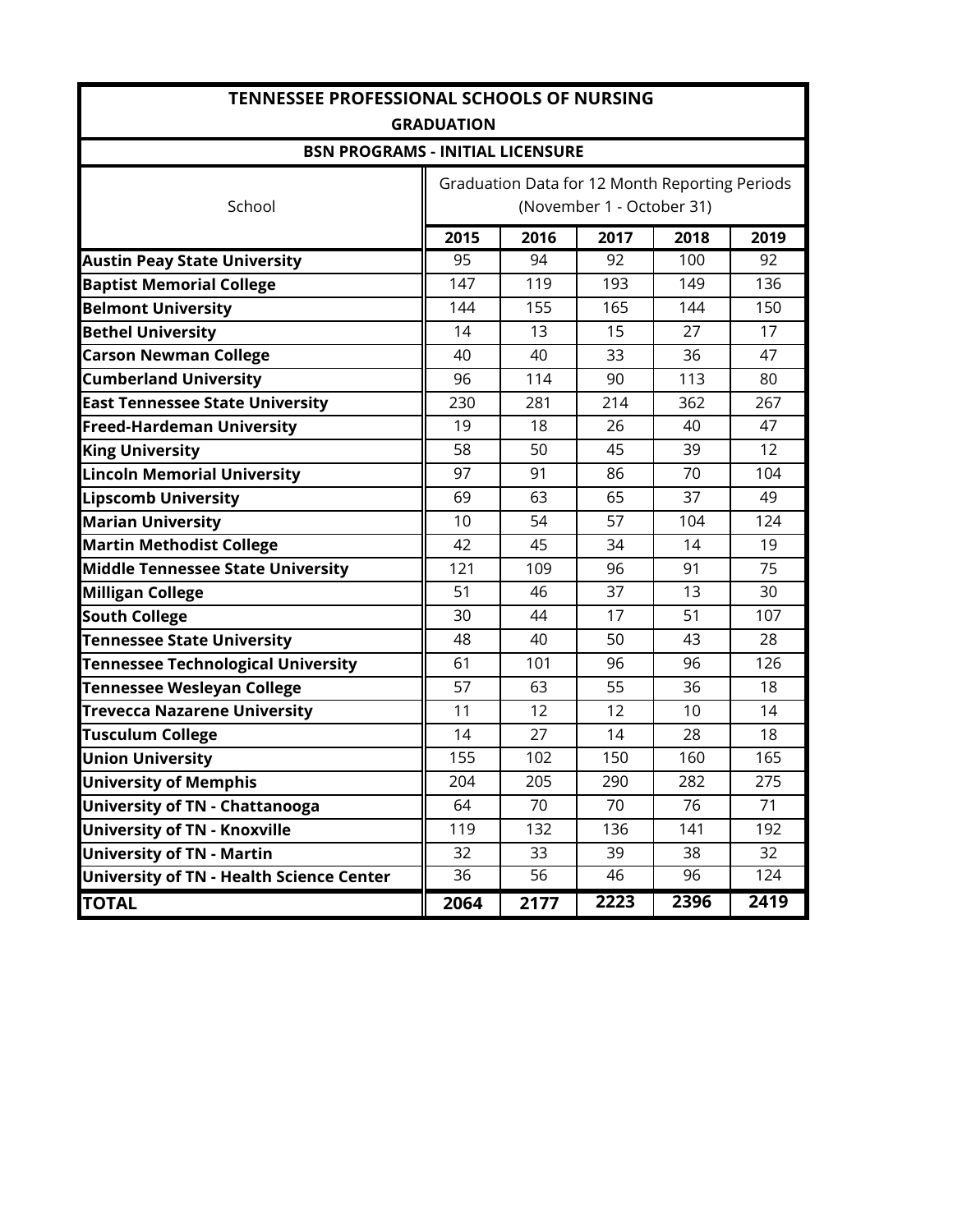# TENNESSEE PROFESSIONAL SCHOOLS OF NURSING

## GRADUATION

### BSN PROGRAMS - INITIAL LICENSURE

| School | Graduation Data for 12 Month Reporting Periods (November 1 - October 31) | | | | |
|---|---|---|---|---|---|
| | **2015** | **2016** | **2017** | **2018** | **2019** |
| **Austin Peay State University** | 95 | 94 | 92 | 100 | 92 |
| **Baptist Memorial College** | 147 | 119 | 193 | 149 | 136 |
| **Belmont University** | 144 | 155 | 165 | 144 | 150 |
| **Bethel University** | 14 | 13 | 15 | 27 | 17 |
| **Carson Newman College** | 40 | 40 | 33 | 36 | 47 |
| **Cumberland University** | 96 | 114 | 90 | 113 | 80 |
| **East Tennessee State University** | 230 | 281 | 214 | 362 | 267 |
| **Freed-Hardeman University** | 19 | 18 | 26 | 40 | 47 |
| **King University** | 58 | 50 | 45 | 39 | 12 |
| **Lincoln Memorial University** | 97 | 91 | 86 | 70 | 104 |
| **Lipscomb University** | 69 | 63 | 65 | 37 | 49 |
| **Marian University** | 10 | 54 | 57 | 104 | 124 |
| **Martin Methodist College** | 42 | 45 | 34 | 14 | 19 |
| **Middle Tennessee State University** | 121 | 109 | 96 | 91 | 75 |
| **Milligan College** | 51 | 46 | 37 | 13 | 30 |
| **South College** | 30 | 44 | 17 | 51 | 107 |
| **Tennessee State University** | 48 | 40 | 50 | 43 | 28 |
| **Tennessee Technological University** | 61 | 101 | 96 | 96 | 126 |
| **Tennessee Wesleyan College** | 57 | 63 | 55 | 36 | 18 |
| **Trevecca Nazarene University** | 11 | 12 | 12 | 10 | 14 |
| **Tusculum College** | 14 | 27 | 14 | 28 | 18 |
| **Union University** | 155 | 102 | 150 | 160 | 165 |
| **University of Memphis** | 204 | 205 | 290 | 282 | 275 |
| **University of TN - Chattanooga** | 64 | 70 | 70 | 76 | 71 |
| **University of TN - Knoxville** | 119 | 132 | 136 | 141 | 192 |
| **University of TN - Martin** | 32 | 33 | 39 | 38 | 32 |
| **University of TN - Health Science Center** | 36 | 56 | 46 | 96 | 124 |
| **TOTAL** | **2064** | **2177** | **2223** | **2396** | **2419** |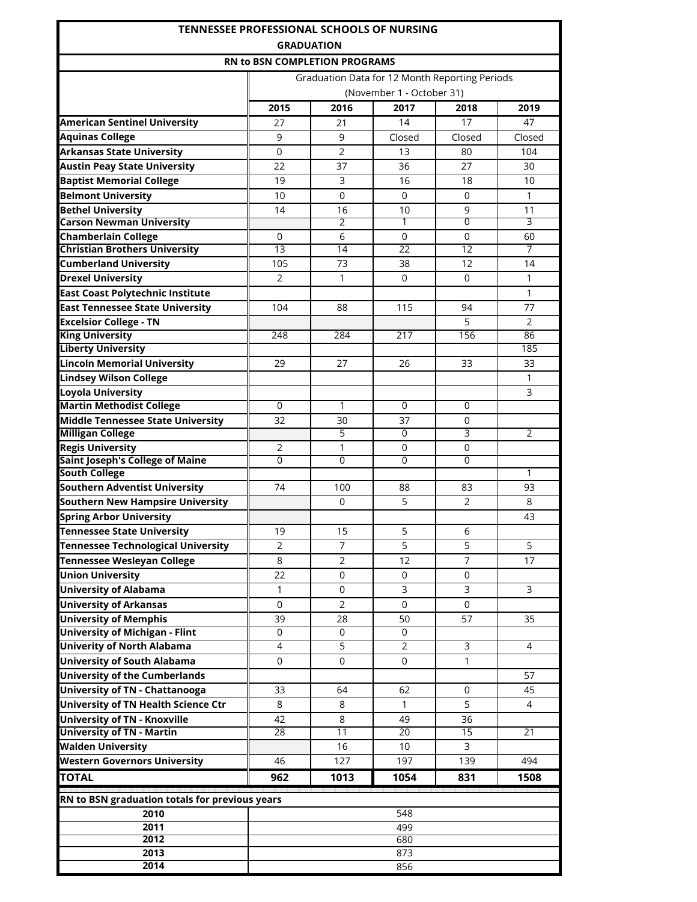## TENNESSEE PROFESSIONAL SCHOOLS OF NURSING

### GRADUATION

### RN to BSN COMPLETION PROGRAMS

| | Graduation Data for 12 Month Reporting Periods (November 1 - October 31) | | | | |
|---|---|---|---|---|---|
| | 2015 | 2016 | 2017 | 2018 | 2019 |
| **American Sentinel University** | 27 | 21 | 14 | 17 | 47 |
| **Aquinas College** | 9 | 9 | Closed | Closed | Closed |
| **Arkansas State University** | 0 | 2 | 13 | 80 | 104 |
| **Austin Peay State University** | 22 | 37 | 36 | 27 | 30 |
| **Baptist Memorial College** | 19 | 3 | 16 | 18 | 10 |
| **Belmont University** | 10 | 0 | 0 | 0 | 1 |
| **Bethel University** | 14 | 16 | 10 | 9 | 11 |
| **Carson Newman University** | | 2 | 1 | 0 | 3 |
| **Chamberlain College** | 0 | 6 | 0 | 0 | 60 |
| **Christian Brothers University** | 13 | 14 | 22 | 12 | 7 |
| **Cumberland University** | 105 | 73 | 38 | 12 | 14 |
| **Drexel University** | 2 | 1 | 0 | 0 | 1 |
| **East Coast Polytechnic Institute** | | | | | 1 |
| **East Tennessee State University** | 104 | 88 | 115 | 94 | 77 |
| **Excelsior College - TN** | | | | 5 | 2 |
| **King University** | 248 | 284 | 217 | 156 | 86 |
| **Liberty University** | | | | | 185 |
| **Lincoln Memorial University** | 29 | 27 | 26 | 33 | 33 |
| **Lindsey Wilson College** | | | | | 1 |
| **Loyola University** | | | | | 3 |
| **Martin Methodist College** | 0 | 1 | 0 | 0 | |
| **Middle Tennessee State University** | 32 | 30 | 37 | 0 | |
| **Milligan College** | | 5 | 0 | 3 | 2 |
| **Regis University** | 2 | 1 | 0 | 0 | |
| **Saint Joseph's College of Maine** | 0 | 0 | 0 | 0 | |
| **South College** | | | | | 1 |
| **Southern Adventist University** | 74 | 100 | 88 | 83 | 93 |
| **Southern New Hampsire University** | | 0 | 5 | 2 | 8 |
| **Spring Arbor University** | | | | | 43 |
| **Tennessee State University** | 19 | 15 | 5 | 6 | |
| **Tennessee Technological University** | 2 | 7 | 5 | 5 | 5 |
| **Tennessee Wesleyan College** | 8 | 2 | 12 | 7 | 17 |
| **Union University** | 22 | 0 | 0 | 0 | |
| **University of Alabama** | 1 | 0 | 3 | 3 | 3 |
| **University of Arkansas** | 0 | 2 | 0 | 0 | |
| **University of Memphis** | 39 | 28 | 50 | 57 | 35 |
| **University of Michigan - Flint** | 0 | 0 | 0 | | |
| **Univerity of North Alabama** | 4 | 5 | 2 | 3 | 4 |
| **University of South Alabama** | 0 | 0 | 0 | 1 | |
| **University of the Cumberlands** | | | | | 57 |
| **University of TN - Chattanooga** | 33 | 64 | 62 | 0 | 45 |
| **University of TN Health Science Ctr** | 8 | 8 | 1 | 5 | 4 |
| **University of TN - Knoxville** | 42 | 8 | 49 | 36 | |
| **University of TN - Martin** | 28 | 11 | 20 | 15 | 21 |
| **Walden University** | | 16 | 10 | 3 | |
| **Western Governors University** | 46 | 127 | 197 | 139 | 494 |
| **TOTAL** | **962** | **1013** | **1054** | **831** | **1508** |

| RN to BSN graduation totals for previous years | |
|---|---|
| **2010** | 548 |
| **2011** | 499 |
| **2012** | 680 |
| **2013** | 873 |
| **2014** | 856 |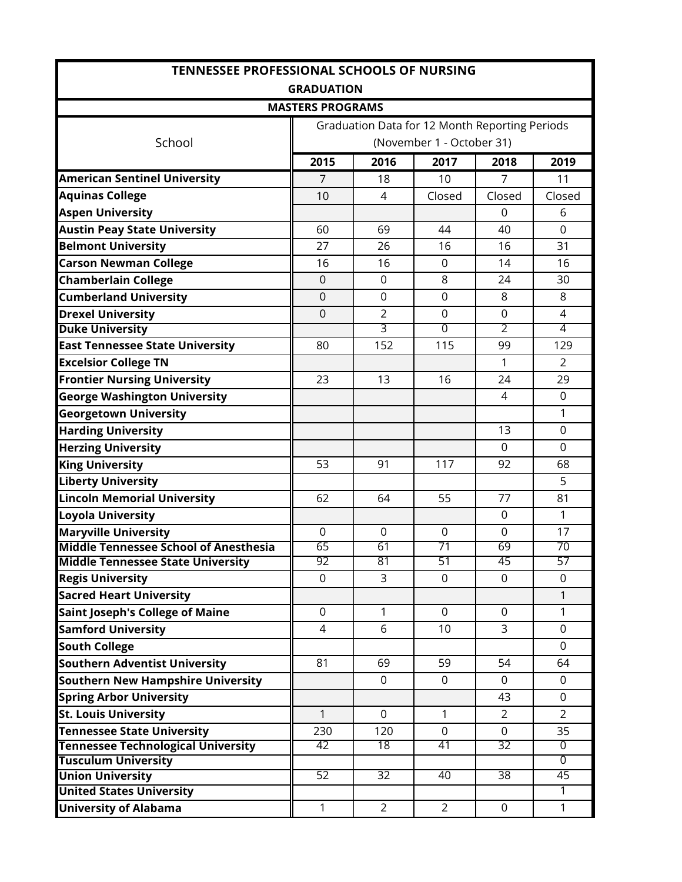## TENNESSEE PROFESSIONAL SCHOOLS OF NURSING

### GRADUATION

### MASTERS PROGRAMS

| School | Graduation Data for 12 Month Reporting Periods (November 1 - October 31) | | | | |
|---|---|---|---|---|---|
| | 2015 | 2016 | 2017 | 2018 | 2019 |
| **American Sentinel University** | 7 | 18 | 10 | 7 | 11 |
| **Aquinas College** | 10 | 4 | Closed | Closed | Closed |
| **Aspen University** | | | | 0 | 6 |
| **Austin Peay State University** | 60 | 69 | 44 | 40 | 0 |
| **Belmont University** | 27 | 26 | 16 | 16 | 31 |
| **Carson Newman College** | 16 | 16 | 0 | 14 | 16 |
| **Chamberlain College** | 0 | 0 | 8 | 24 | 30 |
| **Cumberland University** | 0 | 0 | 0 | 8 | 8 |
| **Drexel University** | 0 | 2 | 0 | 0 | 4 |
| **Duke University** | | 3 | 0 | 2 | 4 |
| **East Tennessee State University** | 80 | 152 | 115 | 99 | 129 |
| **Excelsior College TN** | | | | 1 | 2 |
| **Frontier Nursing University** | 23 | 13 | 16 | 24 | 29 |
| **George Washington University** | | | | 4 | 0 |
| **Georgetown University** | | | | | 1 |
| **Harding University** | | | | 13 | 0 |
| **Herzing University** | | | | 0 | 0 |
| **King University** | 53 | 91 | 117 | 92 | 68 |
| **Liberty University** | | | | | 5 |
| **Lincoln Memorial University** | 62 | 64 | 55 | 77 | 81 |
| **Loyola University** | | | | 0 | 1 |
| **Maryville University** | 0 | 0 | 0 | 0 | 17 |
| **Middle Tennessee School of Anesthesia** | 65 | 61 | 71 | 69 | 70 |
| **Middle Tennessee State University** | 92 | 81 | 51 | 45 | 57 |
| **Regis University** | 0 | 3 | 0 | 0 | 0 |
| **Sacred Heart University** | | | | | 1 |
| **Saint Joseph's College of Maine** | 0 | 1 | 0 | 0 | 1 |
| **Samford University** | 4 | 6 | 10 | 3 | 0 |
| **South College** | | | | | 0 |
| **Southern Adventist University** | 81 | 69 | 59 | 54 | 64 |
| **Southern New Hampshire University** | | 0 | 0 | 0 | 0 |
| **Spring Arbor University** | | | | 43 | 0 |
| **St. Louis University** | 1 | 0 | 1 | 2 | 2 |
| **Tennessee State University** | 230 | 120 | 0 | 0 | 35 |
| **Tennessee Technological University** | 42 | 18 | 41 | 32 | 0 |
| **Tusculum University** | | | | | 0 |
| **Union University** | 52 | 32 | 40 | 38 | 45 |
| **United States University** | | | | | 1 |
| **University of Alabama** | 1 | 2 | 2 | 0 | 1 |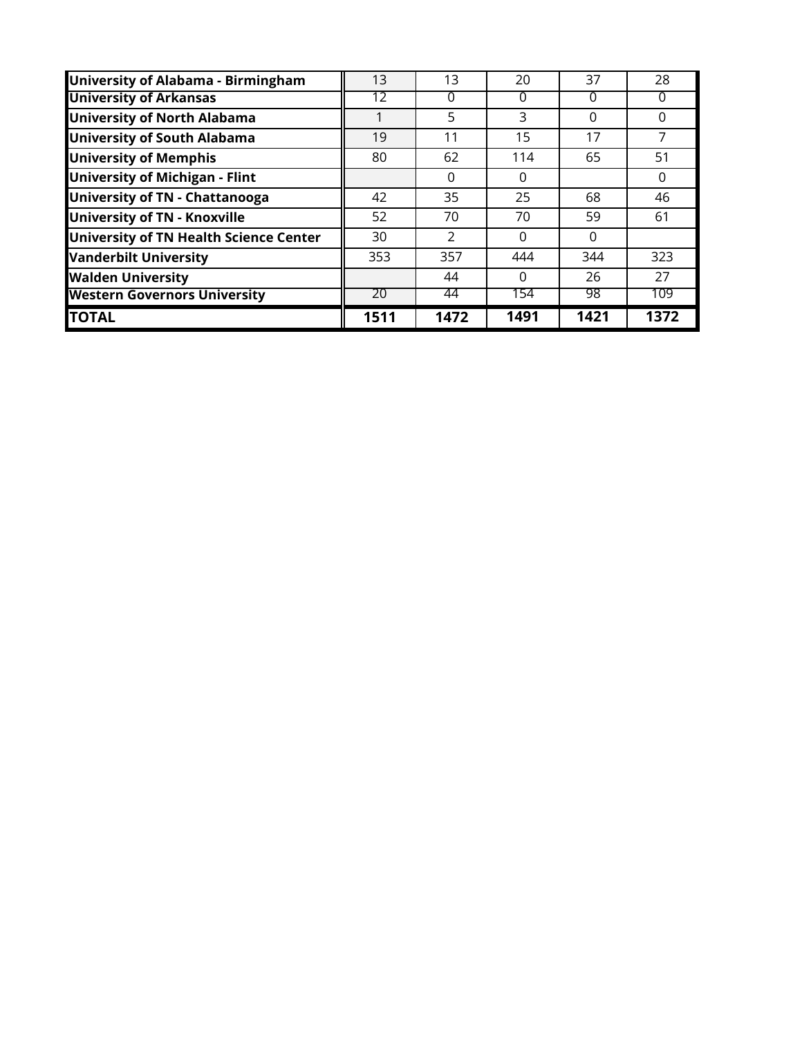| | | | | | |
|---|---|---|---|---|---|
| **University of Alabama - Birmingham** | 13 | 13 | 20 | 37 | 28 |
| **University of Arkansas** | 12 | 0 | 0 | 0 | 0 |
| **University of North Alabama** | 1 | 5 | 3 | 0 | 0 |
| **University of South Alabama** | 19 | 11 | 15 | 17 | 7 |
| **University of Memphis** | 80 | 62 | 114 | 65 | 51 |
| **University of Michigan - Flint** | | 0 | 0 | | 0 |
| **University of TN - Chattanooga** | 42 | 35 | 25 | 68 | 46 |
| **University of TN - Knoxville** | 52 | 70 | 70 | 59 | 61 |
| **University of TN Health Science Center** | 30 | 2 | 0 | 0 | |
| **Vanderbilt University** | 353 | 357 | 444 | 344 | 323 |
| **Walden University** | | 44 | 0 | 26 | 27 |
| **Western Governors University** | 20 | 44 | 154 | 98 | 109 |
| **TOTAL** | **1511** | **1472** | **1491** | **1421** | **1372** |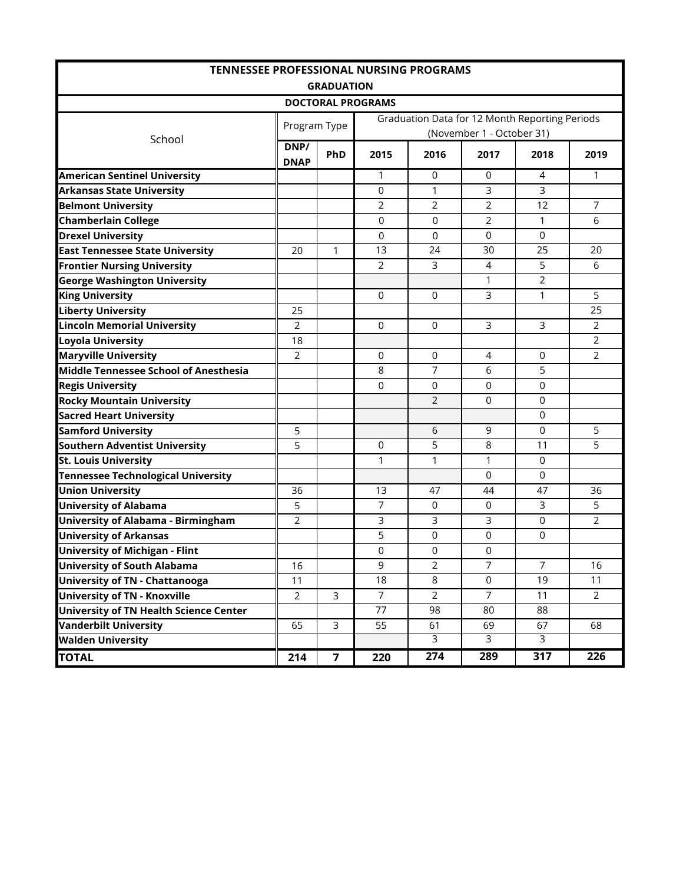# TENNESSEE PROFESSIONAL NURSING PROGRAMS

## GRADUATION

### DOCTORAL PROGRAMS

| School | Program Type | | Graduation Data for 12 Month Reporting Periods (November 1 - October 31) | | | | |
|---|---|---|---|---|---|---|---|
| | DNP/ DNAP | PhD | 2015 | 2016 | 2017 | 2018 | 2019 |
| **American Sentinel University** | | | 1 | 0 | 0 | 4 | 1 |
| **Arkansas State University** | | | 0 | 1 | 3 | 3 | |
| **Belmont University** | | | 2 | 2 | 2 | 12 | 7 |
| **Chamberlain College** | | | 0 | 0 | 2 | 1 | 6 |
| **Drexel University** | | | 0 | 0 | 0 | 0 | |
| **East Tennessee State University** | 20 | 1 | 13 | 24 | 30 | 25 | 20 |
| **Frontier Nursing University** | | | 2 | 3 | 4 | 5 | 6 |
| **George Washington University** | | | | | 1 | 2 | |
| **King University** | | | 0 | 0 | 3 | 1 | 5 |
| **Liberty University** | 25 | | | | | | 25 |
| **Lincoln Memorial University** | 2 | | 0 | 0 | 3 | 3 | 2 |
| **Loyola University** | 18 | | | | | | 2 |
| **Maryville University** | 2 | | 0 | 0 | 4 | 0 | 2 |
| **Middle Tennessee School of Anesthesia** | | | 8 | 7 | 6 | 5 | |
| **Regis University** | | | 0 | 0 | 0 | 0 | |
| **Rocky Mountain University** | | | | 2 | 0 | 0 | |
| **Sacred Heart University** | | | | | | 0 | |
| **Samford University** | 5 | | | 6 | 9 | 0 | 5 |
| **Southern Adventist University** | 5 | | 0 | 5 | 8 | 11 | 5 |
| **St. Louis University** | | | 1 | 1 | 1 | 0 | |
| **Tennessee Technological University** | | | | | 0 | 0 | |
| **Union University** | 36 | | 13 | 47 | 44 | 47 | 36 |
| **University of Alabama** | 5 | | 7 | 0 | 0 | 3 | 5 |
| **University of Alabama - Birmingham** | 2 | | 3 | 3 | 3 | 0 | 2 |
| **University of Arkansas** | | | 5 | 0 | 0 | 0 | |
| **University of Michigan - Flint** | | | 0 | 0 | 0 | | |
| **University of South Alabama** | 16 | | 9 | 2 | 7 | 7 | 16 |
| **University of TN - Chattanooga** | 11 | | 18 | 8 | 0 | 19 | 11 |
| **University of TN - Knoxville** | 2 | 3 | 7 | 2 | 7 | 11 | 2 |
| **University of TN Health Science Center** | | | 77 | 98 | 80 | 88 | |
| **Vanderbilt University** | 65 | 3 | 55 | 61 | 69 | 67 | 68 |
| **Walden University** | | | | 3 | 3 | 3 | |
| **TOTAL** | **214** | **7** | **220** | **274** | **289** | **317** | **226** |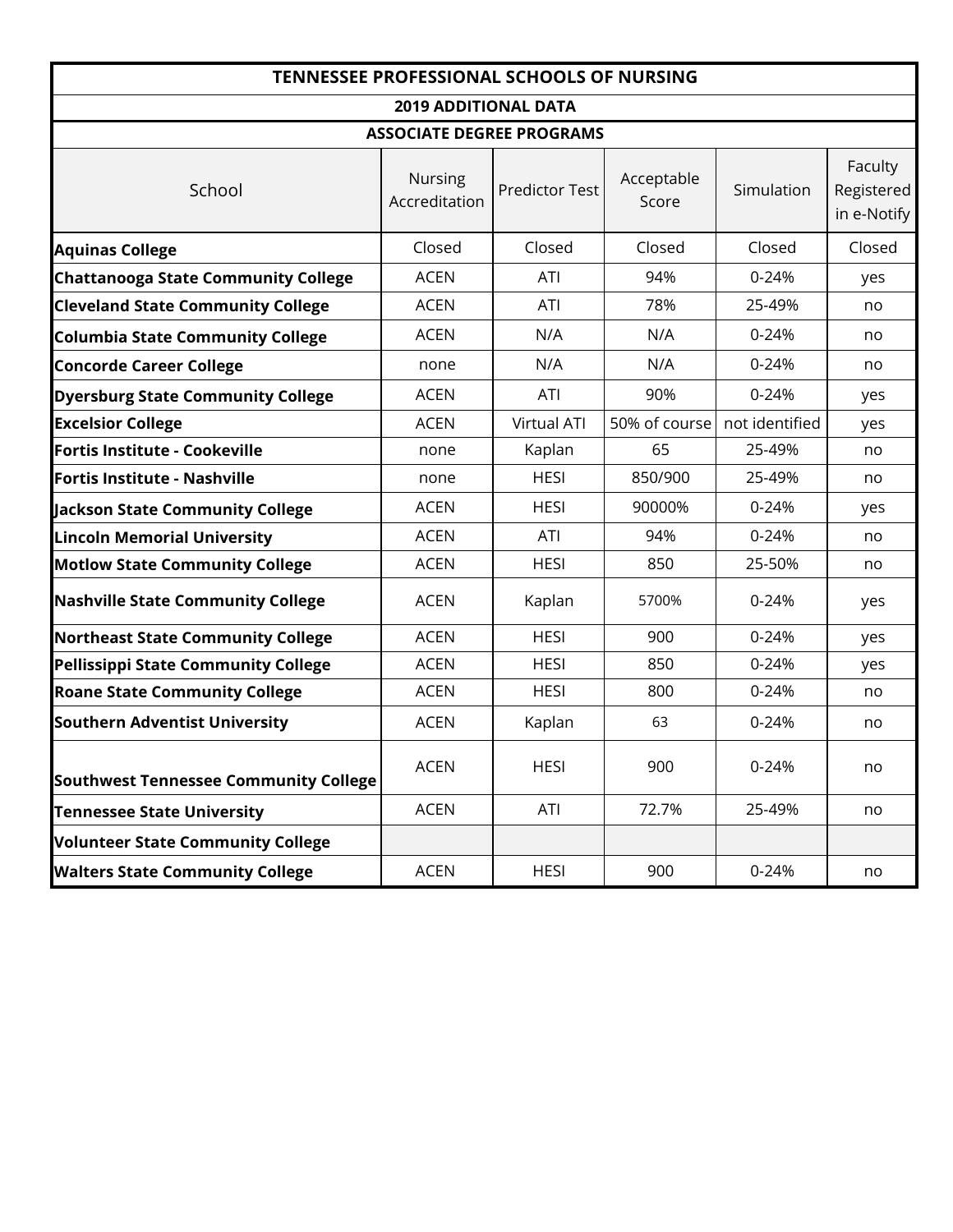| TENNESSEE PROFESSIONAL SCHOOLS OF NURSING | | | | | |
|---|---|---|---|---|---|
| 2019 ADDITIONAL DATA | | | | | |
| ASSOCIATE DEGREE PROGRAMS | | | | | |
| School | Nursing Accreditation | Predictor Test | Acceptable Score | Simulation | Faculty Registered in e-Notify |
| **Aquinas College** | Closed | Closed | Closed | Closed | Closed |
| **Chattanooga State Community College** | ACEN | ATI | 94% | 0-24% | yes |
| **Cleveland State Community College** | ACEN | ATI | 78% | 25-49% | no |
| **Columbia State Community College** | ACEN | N/A | N/A | 0-24% | no |
| **Concorde Career College** | none | N/A | N/A | 0-24% | no |
| **Dyersburg State Community College** | ACEN | ATI | 90% | 0-24% | yes |
| **Excelsior College** | ACEN | Virtual ATI | 50% of course | not identified | yes |
| **Fortis Institute - Cookeville** | none | Kaplan | 65 | 25-49% | no |
| **Fortis Institute - Nashville** | none | HESI | 850/900 | 25-49% | no |
| **Jackson State Community College** | ACEN | HESI | 90000% | 0-24% | yes |
| **Lincoln Memorial University** | ACEN | ATI | 94% | 0-24% | no |
| **Motlow State Community College** | ACEN | HESI | 850 | 25-50% | no |
| **Nashville State Community College** | ACEN | Kaplan | 5700% | 0-24% | yes |
| **Northeast State Community College** | ACEN | HESI | 900 | 0-24% | yes |
| **Pellissippi State Community College** | ACEN | HESI | 850 | 0-24% | yes |
| **Roane State Community College** | ACEN | HESI | 800 | 0-24% | no |
| **Southern Adventist University** | ACEN | Kaplan | 63 | 0-24% | no |
| **Southwest Tennessee Community College** | ACEN | HESI | 900 | 0-24% | no |
| **Tennessee State University** | ACEN | ATI | 72.7% | 25-49% | no |
| **Volunteer State Community College** | | | | | |
| **Walters State Community College** | ACEN | HESI | 900 | 0-24% | no |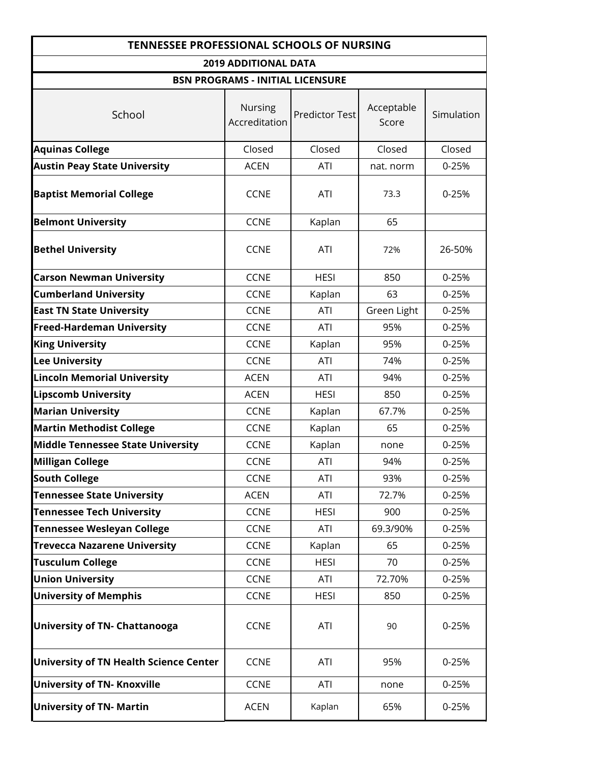| TENNESSEE PROFESSIONAL SCHOOLS OF NURSING | | | | |
|---|---|---|---|---|
| **2019 ADDITIONAL DATA** | | | | |
| **BSN PROGRAMS - INITIAL LICENSURE** | | | | |
| School | Nursing Accreditation | Predictor Test | Acceptable Score | Simulation |
| **Aquinas College** | Closed | Closed | Closed | Closed |
| **Austin Peay State University** | ACEN | ATI | nat. norm | 0-25% |
| **Baptist Memorial College** | CCNE | ATI | 73.3 | 0-25% |
| **Belmont University** | CCNE | Kaplan | 65 | |
| **Bethel University** | CCNE | ATI | 72% | 26-50% |
| **Carson Newman University** | CCNE | HESI | 850 | 0-25% |
| **Cumberland University** | CCNE | Kaplan | 63 | 0-25% |
| **East TN State University** | CCNE | ATI | Green Light | 0-25% |
| **Freed-Hardeman University** | CCNE | ATI | 95% | 0-25% |
| **King University** | CCNE | Kaplan | 95% | 0-25% |
| **Lee University** | CCNE | ATI | 74% | 0-25% |
| **Lincoln Memorial University** | ACEN | ATI | 94% | 0-25% |
| **Lipscomb University** | ACEN | HESI | 850 | 0-25% |
| **Marian University** | CCNE | Kaplan | 67.7% | 0-25% |
| **Martin Methodist College** | CCNE | Kaplan | 65 | 0-25% |
| **Middle Tennessee State University** | CCNE | Kaplan | none | 0-25% |
| **Milligan College** | CCNE | ATI | 94% | 0-25% |
| **South College** | CCNE | ATI | 93% | 0-25% |
| **Tennessee State University** | ACEN | ATI | 72.7% | 0-25% |
| **Tennessee Tech University** | CCNE | HESI | 900 | 0-25% |
| **Tennessee Wesleyan College** | CCNE | ATI | 69.3/90% | 0-25% |
| **Trevecca Nazarene University** | CCNE | Kaplan | 65 | 0-25% |
| **Tusculum College** | CCNE | HESI | 70 | 0-25% |
| **Union University** | CCNE | ATI | 72.70% | 0-25% |
| **University of Memphis** | CCNE | HESI | 850 | 0-25% |
| **University of TN- Chattanooga** | CCNE | ATI | 90 | 0-25% |
| **University of TN Health Science Center** | CCNE | ATI | 95% | 0-25% |
| **University of TN- Knoxville** | CCNE | ATI | none | 0-25% |
| **University of TN- Martin** | ACEN | Kaplan | 65% | 0-25% |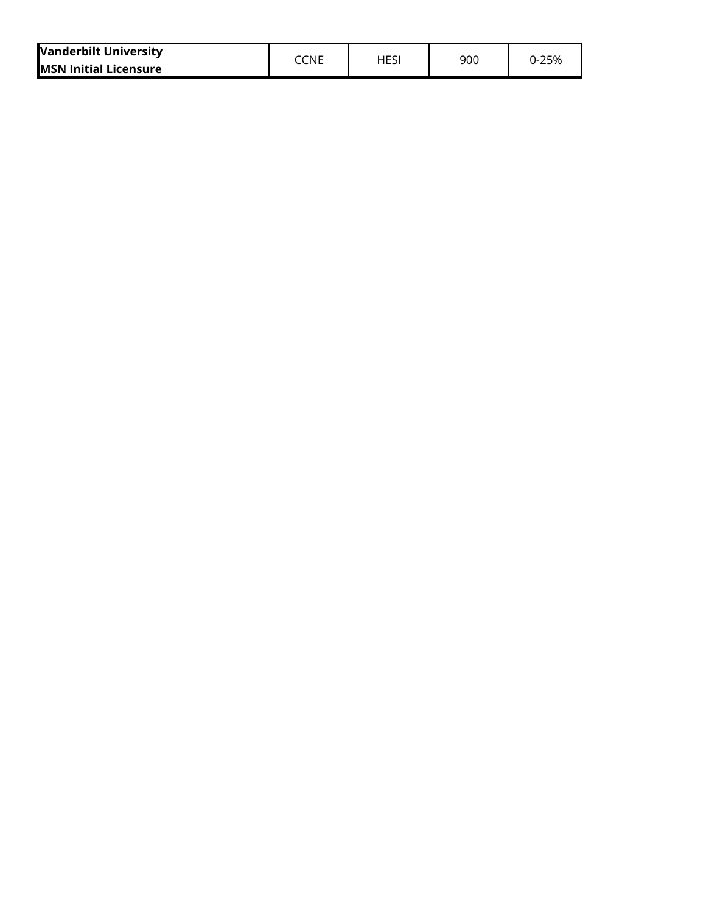| | | | | |
|---|---|---|---|---|
| **Vanderbilt University**<br>**MSN Initial Licensure** | CCNE | HESI | 900 | 0-25% |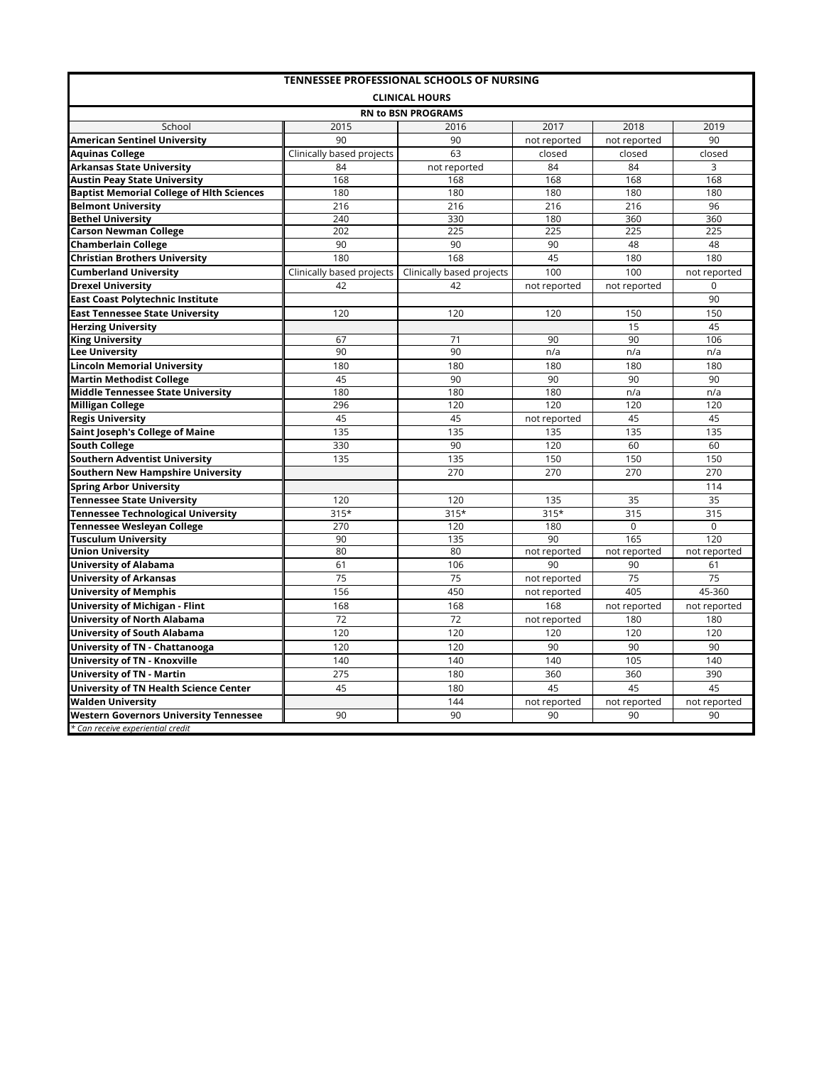# TENNESSEE PROFESSIONAL SCHOOLS OF NURSING

## CLINICAL HOURS

### RN to BSN PROGRAMS

| School | 2015 | 2016 | 2017 | 2018 | 2019 |
|---|---|---|---|---|---|
| **American Sentinel University** | 90 | 90 | not reported | not reported | 90 |
| **Aquinas College** | Clinically based projects | 63 | closed | closed | closed |
| **Arkansas State University** | 84 | not reported | 84 | 84 | 3 |
| **Austin Peay State University** | 168 | 168 | 168 | 168 | 168 |
| **Baptist Memorial College of Hlth Sciences** | 180 | 180 | 180 | 180 | 180 |
| **Belmont University** | 216 | 216 | 216 | 216 | 96 |
| **Bethel University** | 240 | 330 | 180 | 360 | 360 |
| **Carson Newman College** | 202 | 225 | 225 | 225 | 225 |
| **Chamberlain College** | 90 | 90 | 90 | 48 | 48 |
| **Christian Brothers University** | 180 | 168 | 45 | 180 | 180 |
| **Cumberland University** | Clinically based projects | Clinically based projects | 100 | 100 | not reported |
| **Drexel University** | 42 | 42 | not reported | not reported | 0 |
| **East Coast Polytechnic Institute** | | | | | 90 |
| **East Tennessee State University** | 120 | 120 | 120 | 150 | 150 |
| **Herzing University** | | | | 15 | 45 |
| **King University** | 67 | 71 | 90 | 90 | 106 |
| **Lee University** | 90 | 90 | n/a | n/a | n/a |
| **Lincoln Memorial University** | 180 | 180 | 180 | 180 | 180 |
| **Martin Methodist College** | 45 | 90 | 90 | 90 | 90 |
| **Middle Tennessee State University** | 180 | 180 | 180 | n/a | n/a |
| **Milligan College** | 296 | 120 | 120 | 120 | 120 |
| **Regis University** | 45 | 45 | not reported | 45 | 45 |
| **Saint Joseph's College of Maine** | 135 | 135 | 135 | 135 | 135 |
| **South College** | 330 | 90 | 120 | 60 | 60 |
| **Southern Adventist University** | 135 | 135 | 150 | 150 | 150 |
| **Southern New Hampshire University** | | 270 | 270 | 270 | 270 |
| **Spring Arbor University** | | | | | 114 |
| **Tennessee State University** | 120 | 120 | 135 | 35 | 35 |
| **Tennessee Technological University** | 315* | 315* | 315* | 315 | 315 |
| **Tennessee Wesleyan College** | 270 | 120 | 180 | 0 | 0 |
| **Tusculum University** | 90 | 135 | 90 | 165 | 120 |
| **Union University** | 80 | 80 | not reported | not reported | not reported |
| **University of Alabama** | 61 | 106 | 90 | 90 | 61 |
| **University of Arkansas** | 75 | 75 | not reported | 75 | 75 |
| **University of Memphis** | 156 | 450 | not reported | 405 | 45-360 |
| **University of Michigan - Flint** | 168 | 168 | 168 | not reported | not reported |
| **University of North Alabama** | 72 | 72 | not reported | 180 | 180 |
| **University of South Alabama** | 120 | 120 | 120 | 120 | 120 |
| **University of TN - Chattanooga** | 120 | 120 | 90 | 90 | 90 |
| **University of TN - Knoxville** | 140 | 140 | 140 | 105 | 140 |
| **University of TN - Martin** | 275 | 180 | 360 | 360 | 390 |
| **University of TN Health Science Center** | 45 | 180 | 45 | 45 | 45 |
| **Walden University** | | 144 | not reported | not reported | not reported |
| **Western Governors University Tennessee** | 90 | 90 | 90 | 90 | 90 |

*\* Can receive experiential credit*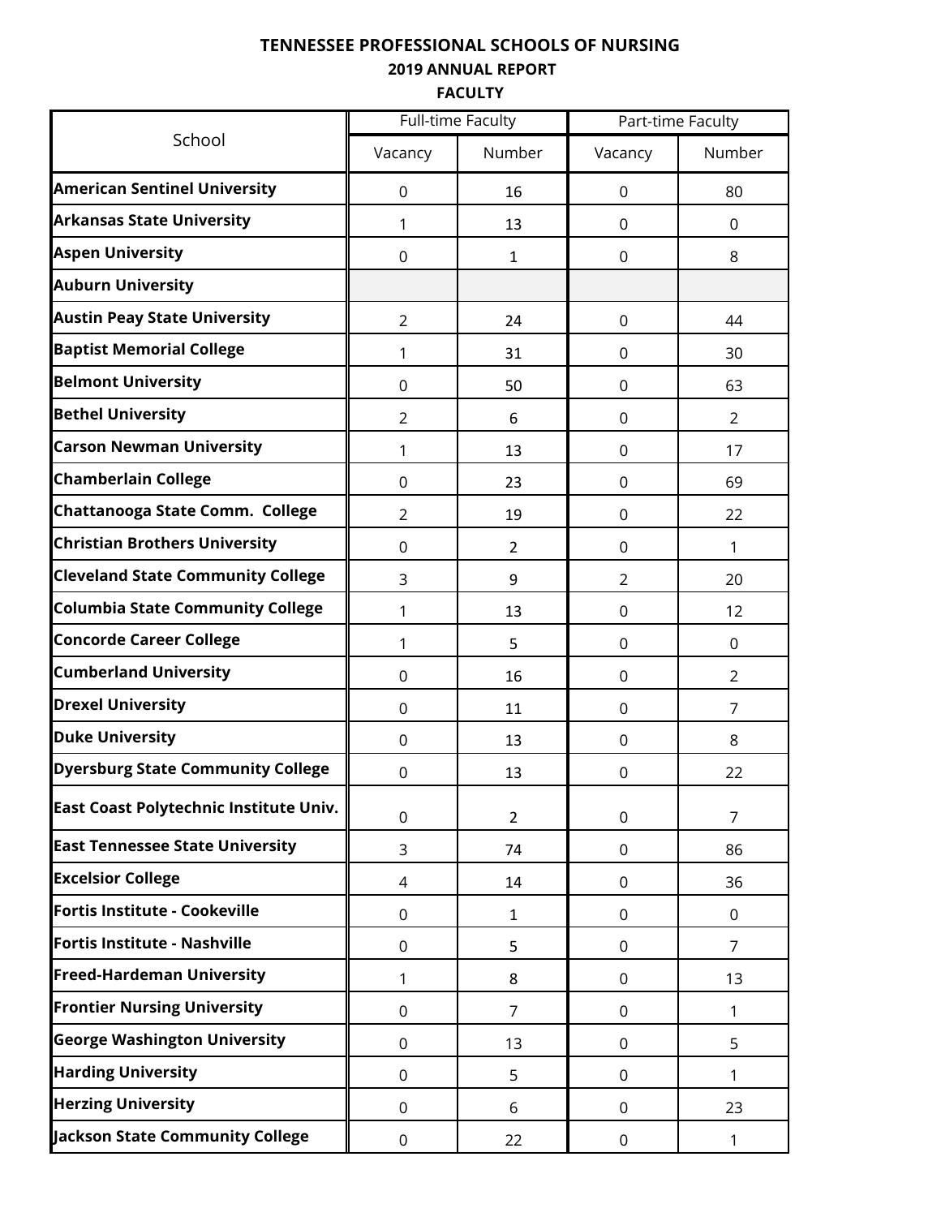**TENNESSEE PROFESSIONAL SCHOOLS OF NURSING**
**2019 ANNUAL REPORT**
**FACULTY**

| School | Full-time Faculty | | Part-time Faculty | |
|---|---|---|---|---|
| | Vacancy | Number | Vacancy | Number |
| **American Sentinel University** | 0 | 16 | 0 | 80 |
| **Arkansas State University** | 1 | 13 | 0 | 0 |
| **Aspen University** | 0 | 1 | 0 | 8 |
| **Auburn University** | | | | |
| **Austin Peay State University** | 2 | 24 | 0 | 44 |
| **Baptist Memorial College** | 1 | 31 | 0 | 30 |
| **Belmont University** | 0 | 50 | 0 | 63 |
| **Bethel University** | 2 | 6 | 0 | 2 |
| **Carson Newman University** | 1 | 13 | 0 | 17 |
| **Chamberlain College** | 0 | 23 | 0 | 69 |
| **Chattanooga State Comm. College** | 2 | 19 | 0 | 22 |
| **Christian Brothers University** | 0 | 2 | 0 | 1 |
| **Cleveland State Community College** | 3 | 9 | 2 | 20 |
| **Columbia State Community College** | 1 | 13 | 0 | 12 |
| **Concorde Career College** | 1 | 5 | 0 | 0 |
| **Cumberland University** | 0 | 16 | 0 | 2 |
| **Drexel University** | 0 | 11 | 0 | 7 |
| **Duke University** | 0 | 13 | 0 | 8 |
| **Dyersburg State Community College** | 0 | 13 | 0 | 22 |
| **East Coast Polytechnic Institute Univ.** | 0 | 2 | 0 | 7 |
| **East Tennessee State University** | 3 | 74 | 0 | 86 |
| **Excelsior College** | 4 | 14 | 0 | 36 |
| **Fortis Institute - Cookeville** | 0 | 1 | 0 | 0 |
| **Fortis Institute - Nashville** | 0 | 5 | 0 | 7 |
| **Freed-Hardeman University** | 1 | 8 | 0 | 13 |
| **Frontier Nursing University** | 0 | 7 | 0 | 1 |
| **George Washington University** | 0 | 13 | 0 | 5 |
| **Harding University** | 0 | 5 | 0 | 1 |
| **Herzing University** | 0 | 6 | 0 | 23 |
| **Jackson State Community College** | 0 | 22 | 0 | 1 |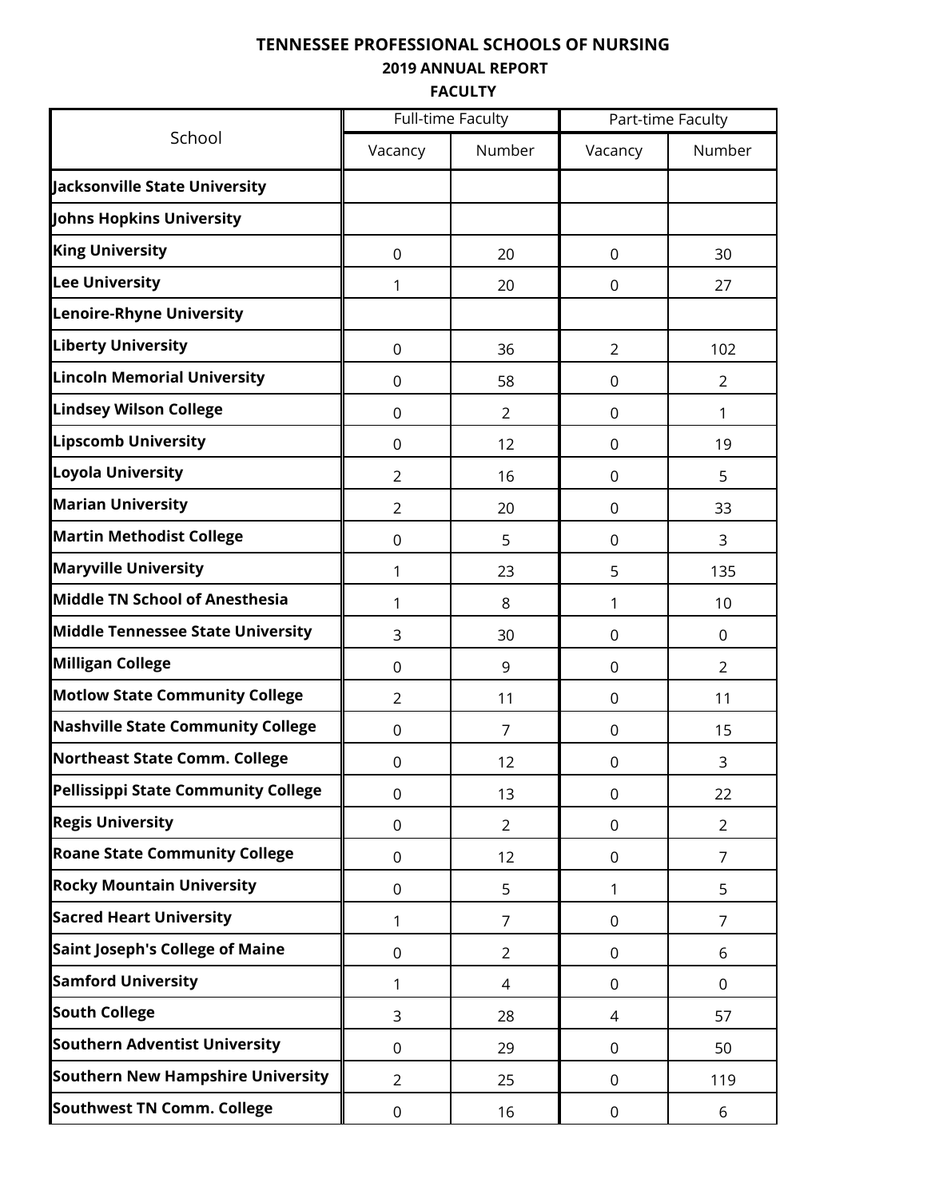**TENNESSEE PROFESSIONAL SCHOOLS OF NURSING**

**2019 ANNUAL REPORT**

**FACULTY**

| School | Full-time Faculty | | Part-time Faculty | |
|---|---|---|---|---|
| | Vacancy | Number | Vacancy | Number |
| **Jacksonville State University** | | | | |
| **Johns Hopkins University** | | | | |
| **King University** | 0 | 20 | 0 | 30 |
| **Lee University** | 1 | 20 | 0 | 27 |
| **Lenoire-Rhyne University** | | | | |
| **Liberty University** | 0 | 36 | 2 | 102 |
| **Lincoln Memorial University** | 0 | 58 | 0 | 2 |
| **Lindsey Wilson College** | 0 | 2 | 0 | 1 |
| **Lipscomb University** | 0 | 12 | 0 | 19 |
| **Loyola University** | 2 | 16 | 0 | 5 |
| **Marian University** | 2 | 20 | 0 | 33 |
| **Martin Methodist College** | 0 | 5 | 0 | 3 |
| **Maryville University** | 1 | 23 | 5 | 135 |
| **Middle TN School of Anesthesia** | 1 | 8 | 1 | 10 |
| **Middle Tennessee State University** | 3 | 30 | 0 | 0 |
| **Milligan College** | 0 | 9 | 0 | 2 |
| **Motlow State Community College** | 2 | 11 | 0 | 11 |
| **Nashville State Community College** | 0 | 7 | 0 | 15 |
| **Northeast State Comm. College** | 0 | 12 | 0 | 3 |
| **Pellissippi State Community College** | 0 | 13 | 0 | 22 |
| **Regis University** | 0 | 2 | 0 | 2 |
| **Roane State Community College** | 0 | 12 | 0 | 7 |
| **Rocky Mountain University** | 0 | 5 | 1 | 5 |
| **Sacred Heart University** | 1 | 7 | 0 | 7 |
| **Saint Joseph's College of Maine** | 0 | 2 | 0 | 6 |
| **Samford University** | 1 | 4 | 0 | 0 |
| **South College** | 3 | 28 | 4 | 57 |
| **Southern Adventist University** | 0 | 29 | 0 | 50 |
| **Southern New Hampshire University** | 2 | 25 | 0 | 119 |
| **Southwest TN Comm. College** | 0 | 16 | 0 | 6 |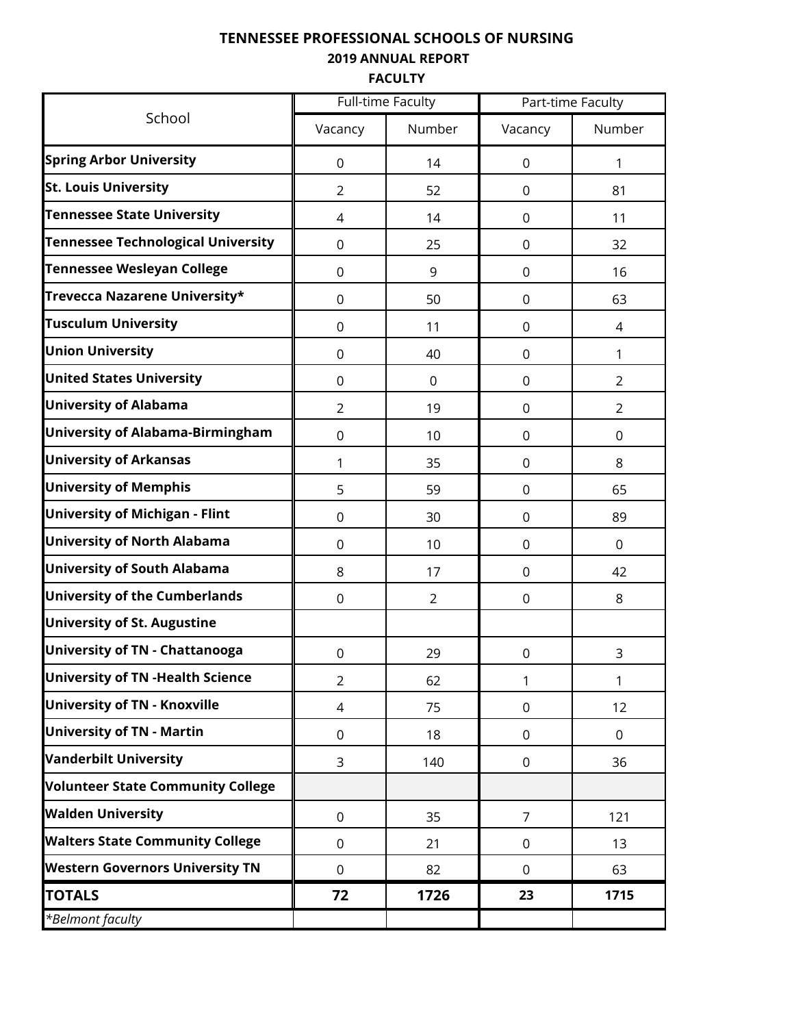**TENNESSEE PROFESSIONAL SCHOOLS OF NURSING**

**2019 ANNUAL REPORT**

**FACULTY**

| School | Full-time Faculty | | Part-time Faculty | |
|---|---|---|---|---|
| | Vacancy | Number | Vacancy | Number |
| **Spring Arbor University** | 0 | 14 | 0 | 1 |
| **St. Louis University** | 2 | 52 | 0 | 81 |
| **Tennessee State University** | 4 | 14 | 0 | 11 |
| **Tennessee Technological University** | 0 | 25 | 0 | 32 |
| **Tennessee Wesleyan College** | 0 | 9 | 0 | 16 |
| **Trevecca Nazarene University*** | 0 | 50 | 0 | 63 |
| **Tusculum University** | 0 | 11 | 0 | 4 |
| **Union University** | 0 | 40 | 0 | 1 |
| **United States University** | 0 | 0 | 0 | 2 |
| **University of Alabama** | 2 | 19 | 0 | 2 |
| **University of Alabama-Birmingham** | 0 | 10 | 0 | 0 |
| **University of Arkansas** | 1 | 35 | 0 | 8 |
| **University of Memphis** | 5 | 59 | 0 | 65 |
| **University of Michigan - Flint** | 0 | 30 | 0 | 89 |
| **University of North Alabama** | 0 | 10 | 0 | 0 |
| **University of South Alabama** | 8 | 17 | 0 | 42 |
| **University of the Cumberlands** | 0 | 2 | 0 | 8 |
| **University of St. Augustine** | | | | |
| **University of TN - Chattanooga** | 0 | 29 | 0 | 3 |
| **University of TN -Health Science** | 2 | 62 | 1 | 1 |
| **University of TN - Knoxville** | 4 | 75 | 0 | 12 |
| **University of TN - Martin** | 0 | 18 | 0 | 0 |
| **Vanderbilt University** | 3 | 140 | 0 | 36 |
| **Volunteer State Community College** | | | | |
| **Walden University** | 0 | 35 | 7 | 121 |
| **Walters State Community College** | 0 | 21 | 0 | 13 |
| **Western Governors University TN** | 0 | 82 | 0 | 63 |
| **TOTALS** | **72** | **1726** | **23** | **1715** |
| *\*Belmont faculty* | | | | |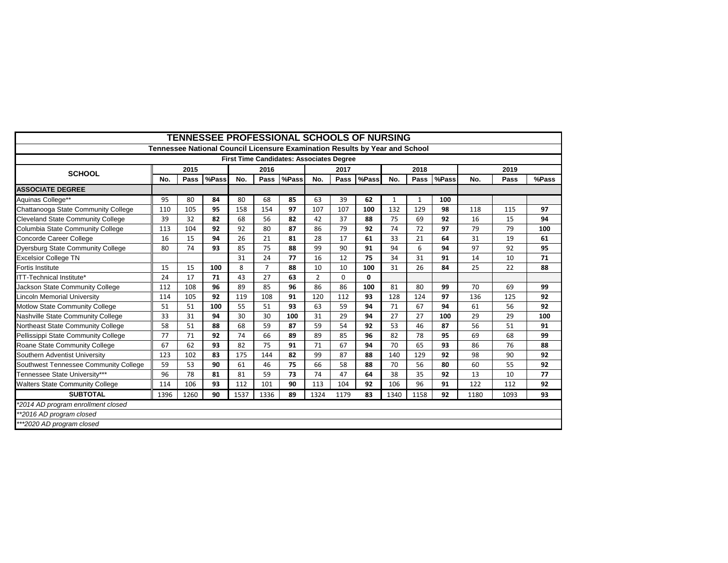# TENNESSEE PROFESSIONAL SCHOOLS OF NURSING

## Tennessee National Council Licensure Examination Results by Year and School

### First Time Candidates: Associates Degree

| SCHOOL | 2015 | | | 2016 | | | 2017 | | | 2018 | | | 2019 | | |
|---|---|---|---|---|---|---|---|---|---|---|---|---|---|---|---|
| | No. | Pass | %Pass | No. | Pass | %Pass | No. | Pass | %Pass | No. | Pass | %Pass | No. | Pass | %Pass |
| **ASSOCIATE DEGREE** | | | | | | | | | | | | | | | |
| Aquinas College** | 95 | 80 | **84** | 80 | 68 | **85** | 63 | 39 | **62** | 1 | 1 | **100** | | | |
| Chattanooga State Community College | 110 | 105 | **95** | 158 | 154 | **97** | 107 | 107 | **100** | 132 | 129 | **98** | 118 | 115 | **97** |
| Cleveland State Community College | 39 | 32 | **82** | 68 | 56 | **82** | 42 | 37 | **88** | 75 | 69 | **92** | 16 | 15 | **94** |
| Columbia State Community College | 113 | 104 | **92** | 92 | 80 | **87** | 86 | 79 | **92** | 74 | 72 | **97** | 79 | 79 | **100** |
| Concorde Career College | 16 | 15 | **94** | 26 | 21 | **81** | 28 | 17 | **61** | 33 | 21 | **64** | 31 | 19 | **61** |
| Dyersburg State Community College | 80 | 74 | **93** | 85 | 75 | **88** | 99 | 90 | **91** | 94 | 6 | **94** | 97 | 92 | **95** |
| Excelsior College TN | | | | 31 | 24 | **77** | 16 | 12 | **75** | 34 | 31 | **91** | 14 | 10 | **71** |
| Fortis Institute | 15 | 15 | **100** | 8 | 7 | **88** | 10 | 10 | **100** | 31 | 26 | **84** | 25 | 22 | **88** |
| ITT-Technical Institute* | 24 | 17 | **71** | 43 | 27 | **63** | 2 | 0 | **0** | | | | | | |
| Jackson State Community College | 112 | 108 | **96** | 89 | 85 | **96** | 86 | 86 | **100** | 81 | 80 | **99** | 70 | 69 | **99** |
| Lincoln Memorial University | 114 | 105 | **92** | 119 | 108 | **91** | 120 | 112 | **93** | 128 | 124 | **97** | 136 | 125 | **92** |
| Motlow State Community College | 51 | 51 | **100** | 55 | 51 | **93** | 63 | 59 | **94** | 71 | 67 | **94** | 61 | 56 | **92** |
| Nashville State Community College | 33 | 31 | **94** | 30 | 30 | **100** | 31 | 29 | **94** | 27 | 27 | **100** | 29 | 29 | **100** |
| Northeast State Community College | 58 | 51 | **88** | 68 | 59 | **87** | 59 | 54 | **92** | 53 | 46 | **87** | 56 | 51 | **91** |
| Pellissippi State Community College | 77 | 71 | **92** | 74 | 66 | **89** | 89 | 85 | **96** | 82 | 78 | **95** | 69 | 68 | **99** |
| Roane State Community College | 67 | 62 | **93** | 82 | 75 | **91** | 71 | 67 | **94** | 70 | 65 | **93** | 86 | 76 | **88** |
| Southern Adventist University | 123 | 102 | **83** | 175 | 144 | **82** | 99 | 87 | **88** | 140 | 129 | **92** | 98 | 90 | **92** |
| Southwest Tennessee Community College | 59 | 53 | **90** | 61 | 46 | **75** | 66 | 58 | **88** | 70 | 56 | **80** | 60 | 55 | **92** |
| Tennessee State University*** | 96 | 78 | **81** | 81 | 59 | **73** | 74 | 47 | **64** | 38 | 35 | **92** | 13 | 10 | **77** |
| Walters State Community College | 114 | 106 | **93** | 112 | 101 | **90** | 113 | 104 | **92** | 106 | 96 | **91** | 122 | 112 | **92** |
| **SUBTOTAL** | 1396 | 1260 | **90** | 1537 | 1336 | **89** | 1324 | 1179 | **83** | 1340 | 1158 | **92** | 1180 | 1093 | **93** |

*2014 AD program enrollment closed

**2016 AD program closed

***2020 AD program closed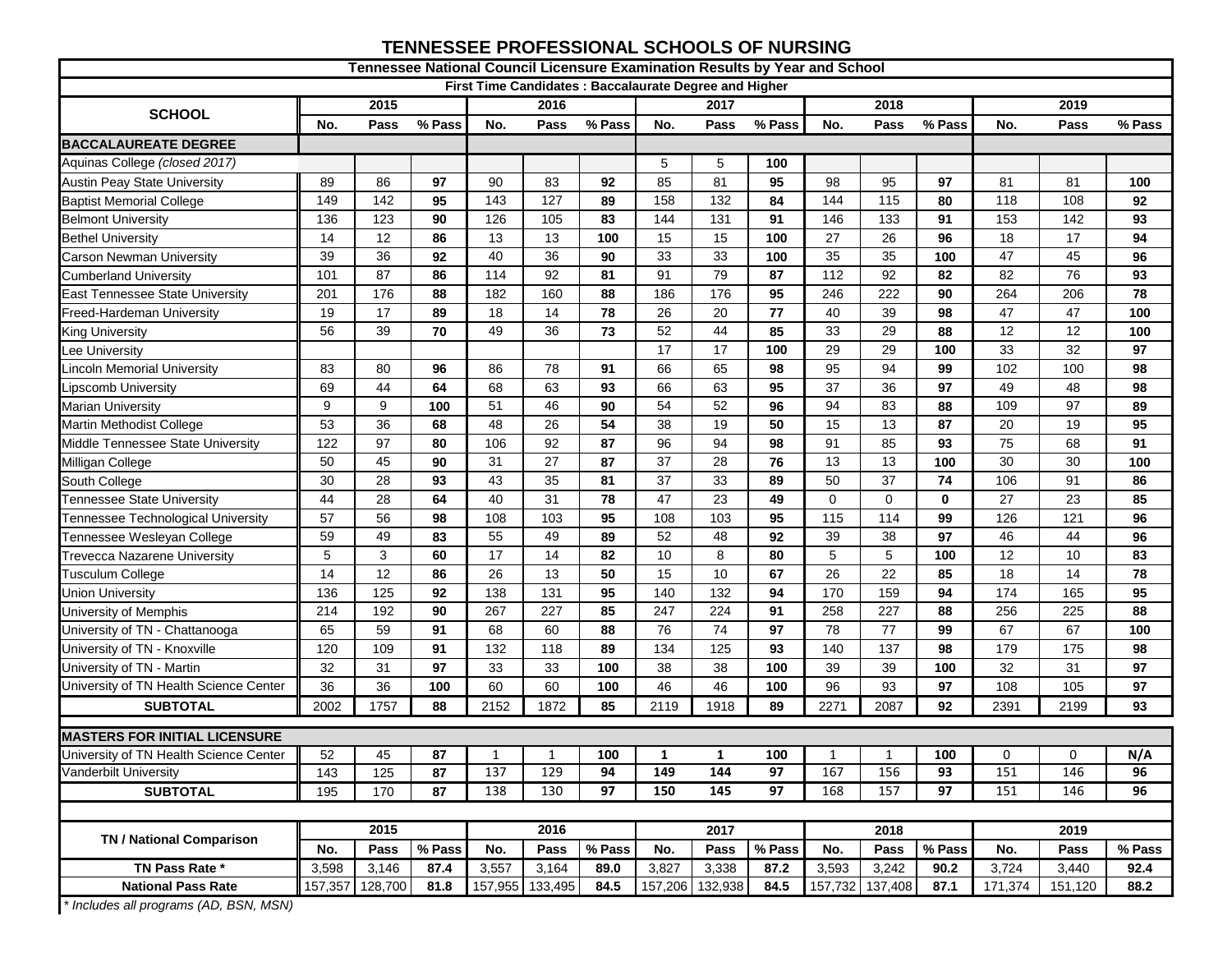# TENNESSEE PROFESSIONAL SCHOOLS OF NURSING

## Tennessee National Council Licensure Examination Results by Year and School

### First Time Candidates : Baccalaurate Degree and Higher

| SCHOOL | 2015 | | | 2016 | | | 2017 | | | 2018 | | | 2019 | | |
|---|---|---|---|---|---|---|---|---|---|---|---|---|---|---|---|
| | No. | Pass | % Pass | No. | Pass | % Pass | No. | Pass | % Pass | No. | Pass | % Pass | No. | Pass | % Pass |
| **BACCALAUREATE DEGREE** | | | | | | | | | | | | | | | |
| Aquinas College *(closed 2017)* | | | | | | | 5 | 5 | **100** | | | | | | |
| Austin Peay State University | 89 | 86 | **97** | 90 | 83 | **92** | 85 | 81 | **95** | 98 | 95 | **97** | 81 | 81 | **100** |
| Baptist Memorial College | 149 | 142 | **95** | 143 | 127 | **89** | 158 | 132 | **84** | 144 | 115 | **80** | 118 | 108 | **92** |
| Belmont University | 136 | 123 | **90** | 126 | 105 | **83** | 144 | 131 | **91** | 146 | 133 | **91** | 153 | 142 | **93** |
| Bethel University | 14 | 12 | **86** | 13 | 13 | **100** | 15 | 15 | **100** | 27 | 26 | **96** | 18 | 17 | **94** |
| Carson Newman University | 39 | 36 | **92** | 40 | 36 | **90** | 33 | 33 | **100** | 35 | 35 | **100** | 47 | 45 | **96** |
| Cumberland University | 101 | 87 | **86** | 114 | 92 | **81** | 91 | 79 | **87** | 112 | 92 | **82** | 82 | 76 | **93** |
| East Tennessee State University | 201 | 176 | **88** | 182 | 160 | **88** | 186 | 176 | **95** | 246 | 222 | **90** | 264 | 206 | **78** |
| Freed-Hardeman University | 19 | 17 | **89** | 18 | 14 | **78** | 26 | 20 | **77** | 40 | 39 | **98** | 47 | 47 | **100** |
| King University | 56 | 39 | **70** | 49 | 36 | **73** | 52 | 44 | **85** | 33 | 29 | **88** | 12 | 12 | **100** |
| Lee University | | | | | | | 17 | 17 | **100** | 29 | 29 | **100** | 33 | 32 | **97** |
| Lincoln Memorial University | 83 | 80 | **96** | 86 | 78 | **91** | 66 | 65 | **98** | 95 | 94 | **99** | 102 | 100 | **98** |
| Lipscomb University | 69 | 44 | **64** | 68 | 63 | **93** | 66 | 63 | **95** | 37 | 36 | **97** | 49 | 48 | **98** |
| Marian University | 9 | 9 | **100** | 51 | 46 | **90** | 54 | 52 | **96** | 94 | 83 | **88** | 109 | 97 | **89** |
| Martin Methodist College | 53 | 36 | **68** | 48 | 26 | **54** | 38 | 19 | **50** | 15 | 13 | **87** | 20 | 19 | **95** |
| Middle Tennessee State University | 122 | 97 | **80** | 106 | 92 | **87** | 96 | 94 | **98** | 91 | 85 | **93** | 75 | 68 | **91** |
| Milligan College | 50 | 45 | **90** | 31 | 27 | **87** | 37 | 28 | **76** | 13 | 13 | **100** | 30 | 30 | **100** |
| South College | 30 | 28 | **93** | 43 | 35 | **81** | 37 | 33 | **89** | 50 | 37 | **74** | 106 | 91 | **86** |
| Tennessee State University | 44 | 28 | **64** | 40 | 31 | **78** | 47 | 23 | **49** | 0 | 0 | **0** | 27 | 23 | **85** |
| Tennessee Technological University | 57 | 56 | **98** | 108 | 103 | **95** | 108 | 103 | **95** | 115 | 114 | **99** | 126 | 121 | **96** |
| Tennessee Wesleyan College | 59 | 49 | **83** | 55 | 49 | **89** | 52 | 48 | **92** | 39 | 38 | **97** | 46 | 44 | **96** |
| Trevecca Nazarene University | 5 | 3 | **60** | 17 | 14 | **82** | 10 | 8 | **80** | 5 | 5 | **100** | 12 | 10 | **83** |
| Tusculum College | 14 | 12 | **86** | 26 | 13 | **50** | 15 | 10 | **67** | 26 | 22 | **85** | 18 | 14 | **78** |
| Union University | 136 | 125 | **92** | 138 | 131 | **95** | 140 | 132 | **94** | 170 | 159 | **94** | 174 | 165 | **95** |
| University of Memphis | 214 | 192 | **90** | 267 | 227 | **85** | 247 | 224 | **91** | 258 | 227 | **88** | 256 | 225 | **88** |
| University of TN - Chattanooga | 65 | 59 | **91** | 68 | 60 | **88** | 76 | 74 | **97** | 78 | 77 | **99** | 67 | 67 | **100** |
| University of TN - Knoxville | 120 | 109 | **91** | 132 | 118 | **89** | 134 | 125 | **93** | 140 | 137 | **98** | 179 | 175 | **98** |
| University of TN - Martin | 32 | 31 | **97** | 33 | 33 | **100** | 38 | 38 | **100** | 39 | 39 | **100** | 32 | 31 | **97** |
| University of TN Health Science Center | 36 | 36 | **100** | 60 | 60 | **100** | 46 | 46 | **100** | 96 | 93 | **97** | 108 | 105 | **97** |
| **SUBTOTAL** | 2002 | 1757 | **88** | 2152 | 1872 | **85** | 2119 | 1918 | **89** | 2271 | 2087 | **92** | 2391 | 2199 | **93** |
| **MASTERS FOR INITIAL LICENSURE** | | | | | | | | | | | | | | | |
| University of TN Health Science Center | 52 | 45 | **87** | 1 | 1 | **100** | **1** | **1** | **100** | 1 | 1 | **100** | 0 | 0 | **N/A** |
| Vanderbilt University | 143 | 125 | **87** | 137 | 129 | **94** | **149** | **144** | **97** | 167 | 156 | **93** | 151 | 146 | **96** |
| **SUBTOTAL** | 195 | 170 | **87** | 138 | 130 | **97** | **150** | **145** | **97** | 168 | 157 | **97** | 151 | 146 | **96** |

| TN / National Comparison | 2015 | | | 2016 | | | 2017 | | | 2018 | | | 2019 | | |
|---|---|---|---|---|---|---|---|---|---|---|---|---|---|---|---|
| | No. | Pass | % Pass | No. | Pass | % Pass | No. | Pass | % Pass | No. | Pass | % Pass | No. | Pass | % Pass |
| **TN Pass Rate *** | 3,598 | 3,146 | **87.4** | 3,557 | 3,164 | **89.0** | 3,827 | 3,338 | **87.2** | 3,593 | 3,242 | **90.2** | 3,724 | 3,440 | **92.4** |
| **National Pass Rate** | 157,357 | 128,700 | **81.8** | 157,955 | 133,495 | **84.5** | 157,206 | 132,938 | **84.5** | 157,732 | 137,408 | **87.1** | 171,374 | 151,120 | **88.2** |

*\* Includes all programs (AD, BSN, MSN)*